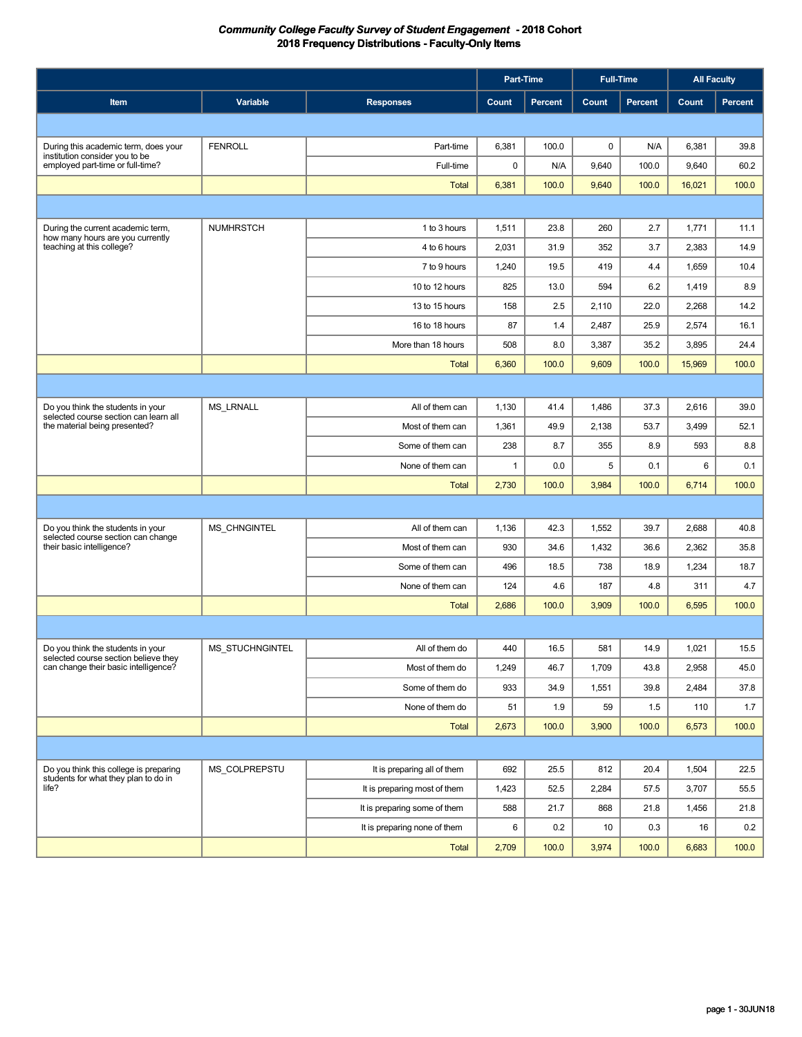# *Community College Faculty Survey of Student Engagement - 2018 Cohort*
## 2018 Frequency Distributions - Faculty-Only Items

| | | | Part-Time | | Full-Time | | All Faculty | |
|---|---|---|---|---|---|---|---|---|
| **Item** | **Variable** | **Responses** | **Count** | **Percent** | **Count** | **Percent** | **Count** | **Percent** |
| During this academic term, does your institution consider you to be employed part-time or full-time? | FENROLL | Part-time | 6,381 | 100.0 | 0 | N/A | 6,381 | 39.8 |
| | | Full-time | 0 | N/A | 9,640 | 100.0 | 9,640 | 60.2 |
| | | Total | 6,381 | 100.0 | 9,640 | 100.0 | 16,021 | 100.0 |
| During the current academic term, how many hours are you currently teaching at this college? | NUMHRSTCH | 1 to 3 hours | 1,511 | 23.8 | 260 | 2.7 | 1,771 | 11.1 |
| | | 4 to 6 hours | 2,031 | 31.9 | 352 | 3.7 | 2,383 | 14.9 |
| | | 7 to 9 hours | 1,240 | 19.5 | 419 | 4.4 | 1,659 | 10.4 |
| | | 10 to 12 hours | 825 | 13.0 | 594 | 6.2 | 1,419 | 8.9 |
| | | 13 to 15 hours | 158 | 2.5 | 2,110 | 22.0 | 2,268 | 14.2 |
| | | 16 to 18 hours | 87 | 1.4 | 2,487 | 25.9 | 2,574 | 16.1 |
| | | More than 18 hours | 508 | 8.0 | 3,387 | 35.2 | 3,895 | 24.4 |
| | | Total | 6,360 | 100.0 | 9,609 | 100.0 | 15,969 | 100.0 |
| Do you think the students in your selected course section can learn all the material being presented? | MS_LRNALL | All of them can | 1,130 | 41.4 | 1,486 | 37.3 | 2,616 | 39.0 |
| | | Most of them can | 1,361 | 49.9 | 2,138 | 53.7 | 3,499 | 52.1 |
| | | Some of them can | 238 | 8.7 | 355 | 8.9 | 593 | 8.8 |
| | | None of them can | 1 | 0.0 | 5 | 0.1 | 6 | 0.1 |
| | | Total | 2,730 | 100.0 | 3,984 | 100.0 | 6,714 | 100.0 |
| Do you think the students in your selected course section can change their basic intelligence? | MS_CHNGINTEL | All of them can | 1,136 | 42.3 | 1,552 | 39.7 | 2,688 | 40.8 |
| | | Most of them can | 930 | 34.6 | 1,432 | 36.6 | 2,362 | 35.8 |
| | | Some of them can | 496 | 18.5 | 738 | 18.9 | 1,234 | 18.7 |
| | | None of them can | 124 | 4.6 | 187 | 4.8 | 311 | 4.7 |
| | | Total | 2,686 | 100.0 | 3,909 | 100.0 | 6,595 | 100.0 |
| Do you think the students in your selected course section believe they can change their basic intelligence? | MS_STUCHNGINTEL | All of them do | 440 | 16.5 | 581 | 14.9 | 1,021 | 15.5 |
| | | Most of them do | 1,249 | 46.7 | 1,709 | 43.8 | 2,958 | 45.0 |
| | | Some of them do | 933 | 34.9 | 1,551 | 39.8 | 2,484 | 37.8 |
| | | None of them do | 51 | 1.9 | 59 | 1.5 | 110 | 1.7 |
| | | Total | 2,673 | 100.0 | 3,900 | 100.0 | 6,573 | 100.0 |
| Do you think this college is preparing students for what they plan to do in life? | MS_COLPREPSTU | It is preparing all of them | 692 | 25.5 | 812 | 20.4 | 1,504 | 22.5 |
| | | It is preparing most of them | 1,423 | 52.5 | 2,284 | 57.5 | 3,707 | 55.5 |
| | | It is preparing some of them | 588 | 21.7 | 868 | 21.8 | 1,456 | 21.8 |
| | | It is preparing none of them | 6 | 0.2 | 10 | 0.3 | 16 | 0.2 |
| | | Total | 2,709 | 100.0 | 3,974 | 100.0 | 6,683 | 100.0 |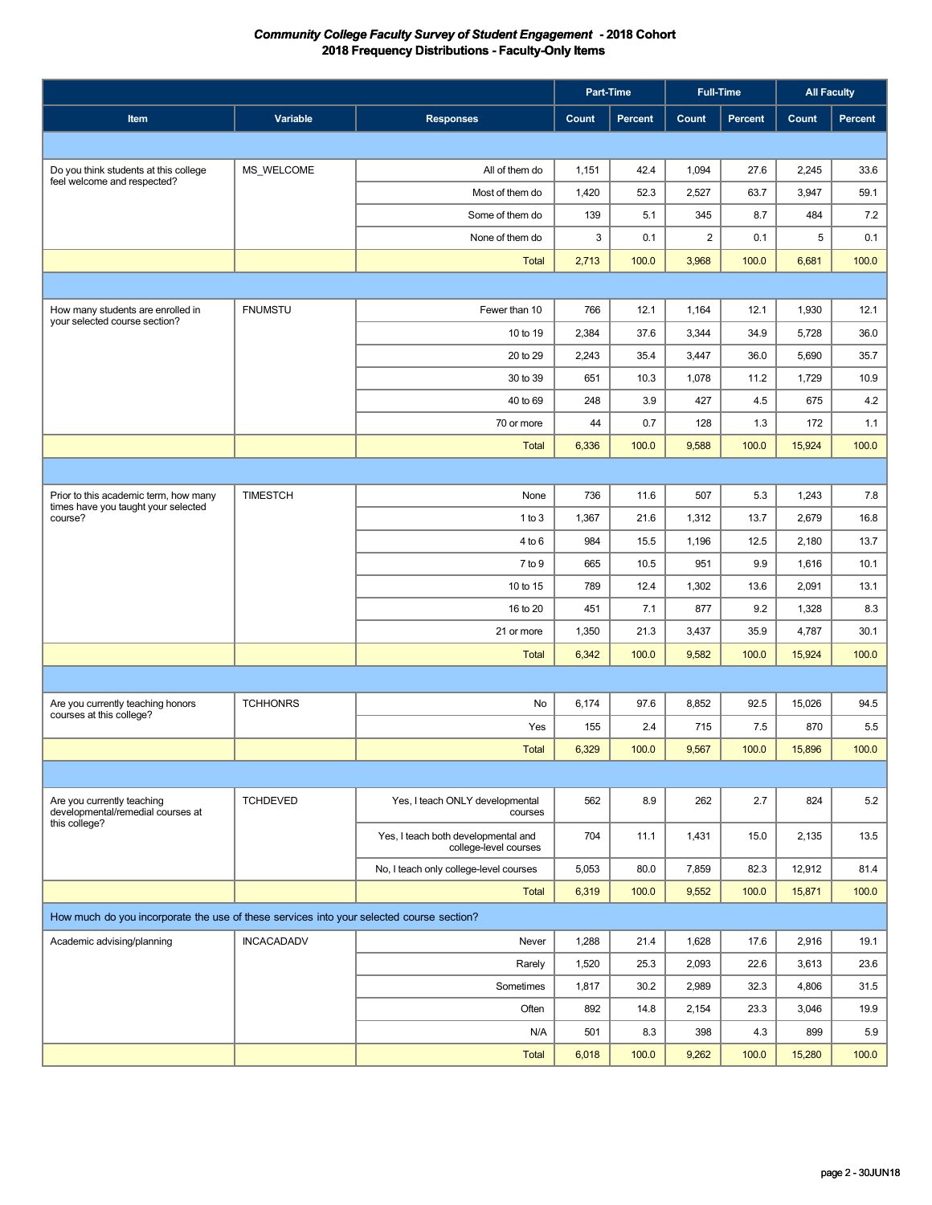***Community College Faculty Survey of Student Engagement* - 2018 Cohort**
**2018 Frequency Distributions - Faculty-Only Items**

| Item | Variable | Responses | Part-Time Count | Part-Time Percent | Full-Time Count | Full-Time Percent | All Faculty Count | All Faculty Percent |
|---|---|---|---|---|---|---|---|---|
| Do you think students at this college feel welcome and respected? | MS_WELCOME | All of them do | 1,151 | 42.4 | 1,094 | 27.6 | 2,245 | 33.6 |
| | | Most of them do | 1,420 | 52.3 | 2,527 | 63.7 | 3,947 | 59.1 |
| | | Some of them do | 139 | 5.1 | 345 | 8.7 | 484 | 7.2 |
| | | None of them do | 3 | 0.1 | 2 | 0.1 | 5 | 0.1 |
| | | Total | 2,713 | 100.0 | 3,968 | 100.0 | 6,681 | 100.0 |
| How many students are enrolled in your selected course section? | FNUMSTU | Fewer than 10 | 766 | 12.1 | 1,164 | 12.1 | 1,930 | 12.1 |
| | | 10 to 19 | 2,384 | 37.6 | 3,344 | 34.9 | 5,728 | 36.0 |
| | | 20 to 29 | 2,243 | 35.4 | 3,447 | 36.0 | 5,690 | 35.7 |
| | | 30 to 39 | 651 | 10.3 | 1,078 | 11.2 | 1,729 | 10.9 |
| | | 40 to 69 | 248 | 3.9 | 427 | 4.5 | 675 | 4.2 |
| | | 70 or more | 44 | 0.7 | 128 | 1.3 | 172 | 1.1 |
| | | Total | 6,336 | 100.0 | 9,588 | 100.0 | 15,924 | 100.0 |
| Prior to this academic term, how many times have you taught your selected course? | TIMESTCH | None | 736 | 11.6 | 507 | 5.3 | 1,243 | 7.8 |
| | | 1 to 3 | 1,367 | 21.6 | 1,312 | 13.7 | 2,679 | 16.8 |
| | | 4 to 6 | 984 | 15.5 | 1,196 | 12.5 | 2,180 | 13.7 |
| | | 7 to 9 | 665 | 10.5 | 951 | 9.9 | 1,616 | 10.1 |
| | | 10 to 15 | 789 | 12.4 | 1,302 | 13.6 | 2,091 | 13.1 |
| | | 16 to 20 | 451 | 7.1 | 877 | 9.2 | 1,328 | 8.3 |
| | | 21 or more | 1,350 | 21.3 | 3,437 | 35.9 | 4,787 | 30.1 |
| | | Total | 6,342 | 100.0 | 9,582 | 100.0 | 15,924 | 100.0 |
| Are you currently teaching honors courses at this college? | TCHHONRS | No | 6,174 | 97.6 | 8,852 | 92.5 | 15,026 | 94.5 |
| | | Yes | 155 | 2.4 | 715 | 7.5 | 870 | 5.5 |
| | | Total | 6,329 | 100.0 | 9,567 | 100.0 | 15,896 | 100.0 |
| Are you currently teaching developmental/remedial courses at this college? | TCHDEVED | Yes, I teach ONLY developmental courses | 562 | 8.9 | 262 | 2.7 | 824 | 5.2 |
| | | Yes, I teach both developmental and college-level courses | 704 | 11.1 | 1,431 | 15.0 | 2,135 | 13.5 |
| | | No, I teach only college-level courses | 5,053 | 80.0 | 7,859 | 82.3 | 12,912 | 81.4 |
| | | Total | 6,319 | 100.0 | 9,552 | 100.0 | 15,871 | 100.0 |
| How much do you incorporate the use of these services into your selected course section? | | | | | | | | |
| Academic advising/planning | INCACADADV | Never | 1,288 | 21.4 | 1,628 | 17.6 | 2,916 | 19.1 |
| | | Rarely | 1,520 | 25.3 | 2,093 | 22.6 | 3,613 | 23.6 |
| | | Sometimes | 1,817 | 30.2 | 2,989 | 32.3 | 4,806 | 31.5 |
| | | Often | 892 | 14.8 | 2,154 | 23.3 | 3,046 | 19.9 |
| | | N/A | 501 | 8.3 | 398 | 4.3 | 899 | 5.9 |
| | | Total | 6,018 | 100.0 | 9,262 | 100.0 | 15,280 | 100.0 |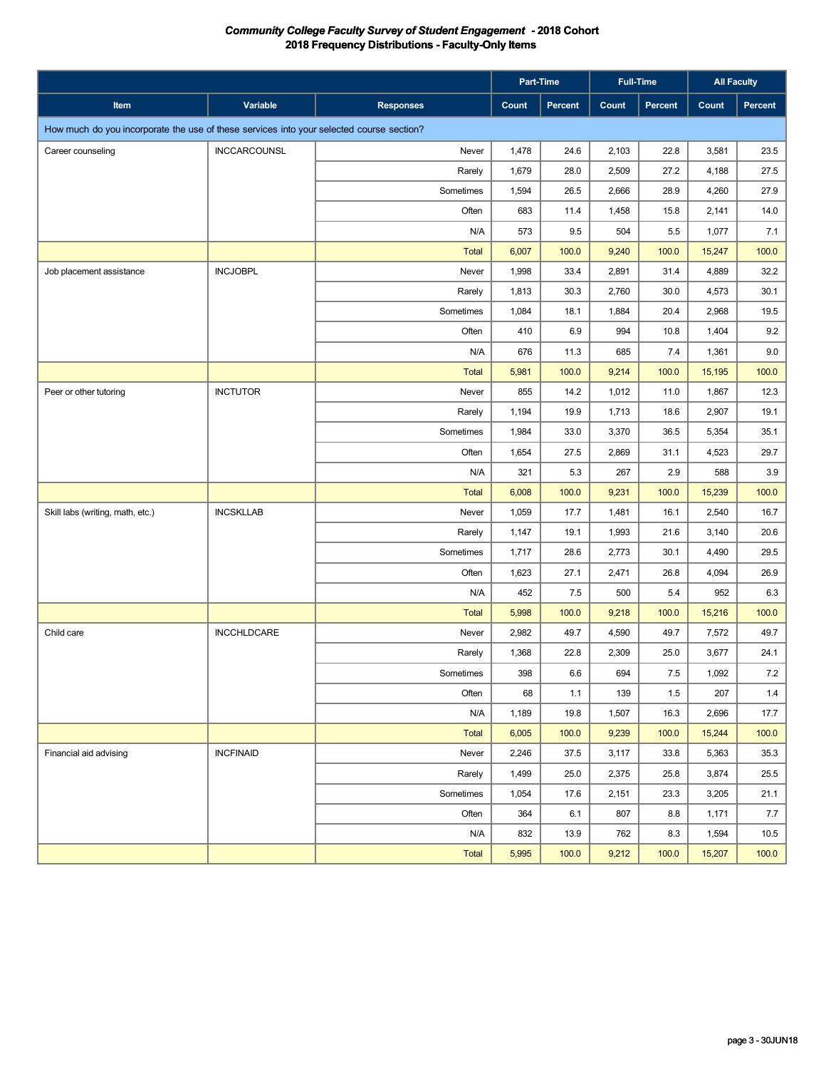## *Community College Faculty Survey of Student Engagement* - 2018 Cohort
### 2018 Frequency Distributions - Faculty-Only Items

| Item | Variable | Responses | Part-Time | | Full-Time | | All Faculty | |
|---|---|---|---|---|---|---|---|---|
| | | | Count | Percent | Count | Percent | Count | Percent |
| How much do you incorporate the use of these services into your selected course section? | | | | | | | | |
| Career counseling | INCCARCOUNSL | Never | 1,478 | 24.6 | 2,103 | 22.8 | 3,581 | 23.5 |
| | | Rarely | 1,679 | 28.0 | 2,509 | 27.2 | 4,188 | 27.5 |
| | | Sometimes | 1,594 | 26.5 | 2,666 | 28.9 | 4,260 | 27.9 |
| | | Often | 683 | 11.4 | 1,458 | 15.8 | 2,141 | 14.0 |
| | | N/A | 573 | 9.5 | 504 | 5.5 | 1,077 | 7.1 |
| | | Total | 6,007 | 100.0 | 9,240 | 100.0 | 15,247 | 100.0 |
| Job placement assistance | INCJOBPL | Never | 1,998 | 33.4 | 2,891 | 31.4 | 4,889 | 32.2 |
| | | Rarely | 1,813 | 30.3 | 2,760 | 30.0 | 4,573 | 30.1 |
| | | Sometimes | 1,084 | 18.1 | 1,884 | 20.4 | 2,968 | 19.5 |
| | | Often | 410 | 6.9 | 994 | 10.8 | 1,404 | 9.2 |
| | | N/A | 676 | 11.3 | 685 | 7.4 | 1,361 | 9.0 |
| | | Total | 5,981 | 100.0 | 9,214 | 100.0 | 15,195 | 100.0 |
| Peer or other tutoring | INCTUTOR | Never | 855 | 14.2 | 1,012 | 11.0 | 1,867 | 12.3 |
| | | Rarely | 1,194 | 19.9 | 1,713 | 18.6 | 2,907 | 19.1 |
| | | Sometimes | 1,984 | 33.0 | 3,370 | 36.5 | 5,354 | 35.1 |
| | | Often | 1,654 | 27.5 | 2,869 | 31.1 | 4,523 | 29.7 |
| | | N/A | 321 | 5.3 | 267 | 2.9 | 588 | 3.9 |
| | | Total | 6,008 | 100.0 | 9,231 | 100.0 | 15,239 | 100.0 |
| Skill labs (writing, math, etc.) | INCSKLLAB | Never | 1,059 | 17.7 | 1,481 | 16.1 | 2,540 | 16.7 |
| | | Rarely | 1,147 | 19.1 | 1,993 | 21.6 | 3,140 | 20.6 |
| | | Sometimes | 1,717 | 28.6 | 2,773 | 30.1 | 4,490 | 29.5 |
| | | Often | 1,623 | 27.1 | 2,471 | 26.8 | 4,094 | 26.9 |
| | | N/A | 452 | 7.5 | 500 | 5.4 | 952 | 6.3 |
| | | Total | 5,998 | 100.0 | 9,218 | 100.0 | 15,216 | 100.0 |
| Child care | INCCHLDCARE | Never | 2,982 | 49.7 | 4,590 | 49.7 | 7,572 | 49.7 |
| | | Rarely | 1,368 | 22.8 | 2,309 | 25.0 | 3,677 | 24.1 |
| | | Sometimes | 398 | 6.6 | 694 | 7.5 | 1,092 | 7.2 |
| | | Often | 68 | 1.1 | 139 | 1.5 | 207 | 1.4 |
| | | N/A | 1,189 | 19.8 | 1,507 | 16.3 | 2,696 | 17.7 |
| | | Total | 6,005 | 100.0 | 9,239 | 100.0 | 15,244 | 100.0 |
| Financial aid advising | INCFINAID | Never | 2,246 | 37.5 | 3,117 | 33.8 | 5,363 | 35.3 |
| | | Rarely | 1,499 | 25.0 | 2,375 | 25.8 | 3,874 | 25.5 |
| | | Sometimes | 1,054 | 17.6 | 2,151 | 23.3 | 3,205 | 21.1 |
| | | Often | 364 | 6.1 | 807 | 8.8 | 1,171 | 7.7 |
| | | N/A | 832 | 13.9 | 762 | 8.3 | 1,594 | 10.5 |
| | | Total | 5,995 | 100.0 | 9,212 | 100.0 | 15,207 | 100.0 |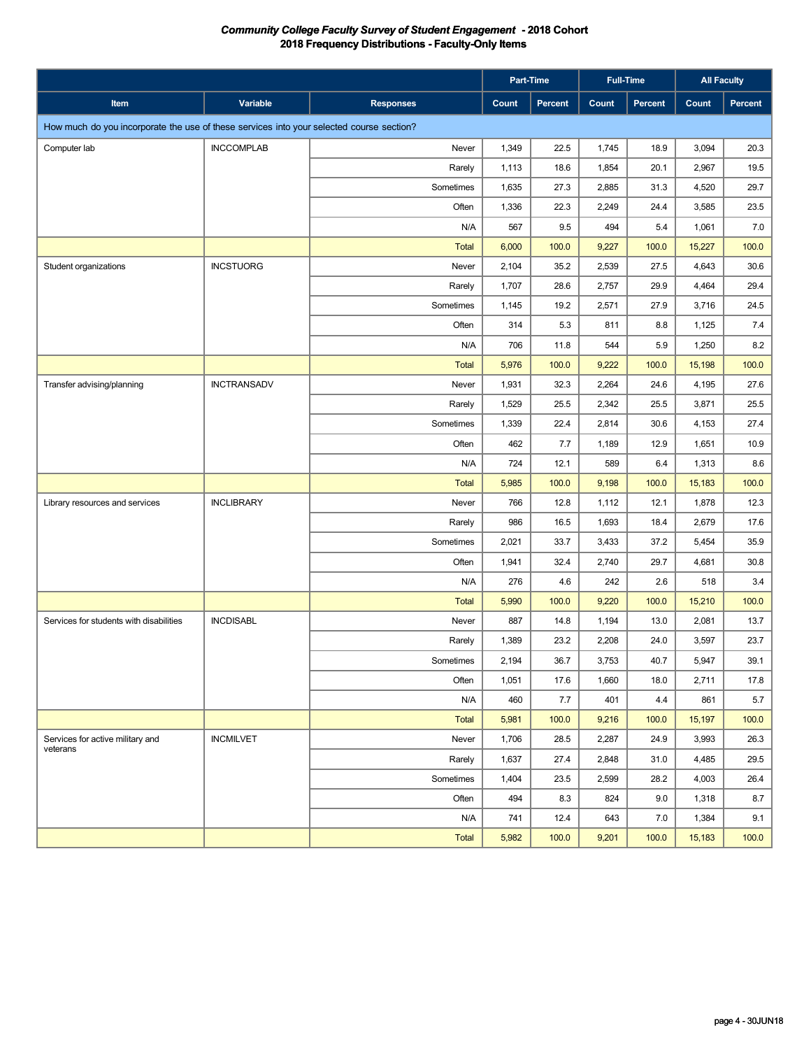# *Community College Faculty Survey of Student Engagement* - 2018 Cohort
## 2018 Frequency Distributions - Faculty-Only Items

| | | | Part-Time | | Full-Time | | All Faculty | |
|---|---|---|---|---|---|---|---|---|
| Item | Variable | Responses | Count | Percent | Count | Percent | Count | Percent |
| How much do you incorporate the use of these services into your selected course section? | | | | | | | | |
| Computer lab | INCCOMPLAB | Never | 1,349 | 22.5 | 1,745 | 18.9 | 3,094 | 20.3 |
| | | Rarely | 1,113 | 18.6 | 1,854 | 20.1 | 2,967 | 19.5 |
| | | Sometimes | 1,635 | 27.3 | 2,885 | 31.3 | 4,520 | 29.7 |
| | | Often | 1,336 | 22.3 | 2,249 | 24.4 | 3,585 | 23.5 |
| | | N/A | 567 | 9.5 | 494 | 5.4 | 1,061 | 7.0 |
| | | Total | 6,000 | 100.0 | 9,227 | 100.0 | 15,227 | 100.0 |
| Student organizations | INCSTUORG | Never | 2,104 | 35.2 | 2,539 | 27.5 | 4,643 | 30.6 |
| | | Rarely | 1,707 | 28.6 | 2,757 | 29.9 | 4,464 | 29.4 |
| | | Sometimes | 1,145 | 19.2 | 2,571 | 27.9 | 3,716 | 24.5 |
| | | Often | 314 | 5.3 | 811 | 8.8 | 1,125 | 7.4 |
| | | N/A | 706 | 11.8 | 544 | 5.9 | 1,250 | 8.2 |
| | | Total | 5,976 | 100.0 | 9,222 | 100.0 | 15,198 | 100.0 |
| Transfer advising/planning | INCTRANSADV | Never | 1,931 | 32.3 | 2,264 | 24.6 | 4,195 | 27.6 |
| | | Rarely | 1,529 | 25.5 | 2,342 | 25.5 | 3,871 | 25.5 |
| | | Sometimes | 1,339 | 22.4 | 2,814 | 30.6 | 4,153 | 27.4 |
| | | Often | 462 | 7.7 | 1,189 | 12.9 | 1,651 | 10.9 |
| | | N/A | 724 | 12.1 | 589 | 6.4 | 1,313 | 8.6 |
| | | Total | 5,985 | 100.0 | 9,198 | 100.0 | 15,183 | 100.0 |
| Library resources and services | INCLIBRARY | Never | 766 | 12.8 | 1,112 | 12.1 | 1,878 | 12.3 |
| | | Rarely | 986 | 16.5 | 1,693 | 18.4 | 2,679 | 17.6 |
| | | Sometimes | 2,021 | 33.7 | 3,433 | 37.2 | 5,454 | 35.9 |
| | | Often | 1,941 | 32.4 | 2,740 | 29.7 | 4,681 | 30.8 |
| | | N/A | 276 | 4.6 | 242 | 2.6 | 518 | 3.4 |
| | | Total | 5,990 | 100.0 | 9,220 | 100.0 | 15,210 | 100.0 |
| Services for students with disabilities | INCDISABL | Never | 887 | 14.8 | 1,194 | 13.0 | 2,081 | 13.7 |
| | | Rarely | 1,389 | 23.2 | 2,208 | 24.0 | 3,597 | 23.7 |
| | | Sometimes | 2,194 | 36.7 | 3,753 | 40.7 | 5,947 | 39.1 |
| | | Often | 1,051 | 17.6 | 1,660 | 18.0 | 2,711 | 17.8 |
| | | N/A | 460 | 7.7 | 401 | 4.4 | 861 | 5.7 |
| | | Total | 5,981 | 100.0 | 9,216 | 100.0 | 15,197 | 100.0 |
| Services for active military and veterans | INCMILVET | Never | 1,706 | 28.5 | 2,287 | 24.9 | 3,993 | 26.3 |
| | | Rarely | 1,637 | 27.4 | 2,848 | 31.0 | 4,485 | 29.5 |
| | | Sometimes | 1,404 | 23.5 | 2,599 | 28.2 | 4,003 | 26.4 |
| | | Often | 494 | 8.3 | 824 | 9.0 | 1,318 | 8.7 |
| | | N/A | 741 | 12.4 | 643 | 7.0 | 1,384 | 9.1 |
| | | Total | 5,982 | 100.0 | 9,201 | 100.0 | 15,183 | 100.0 |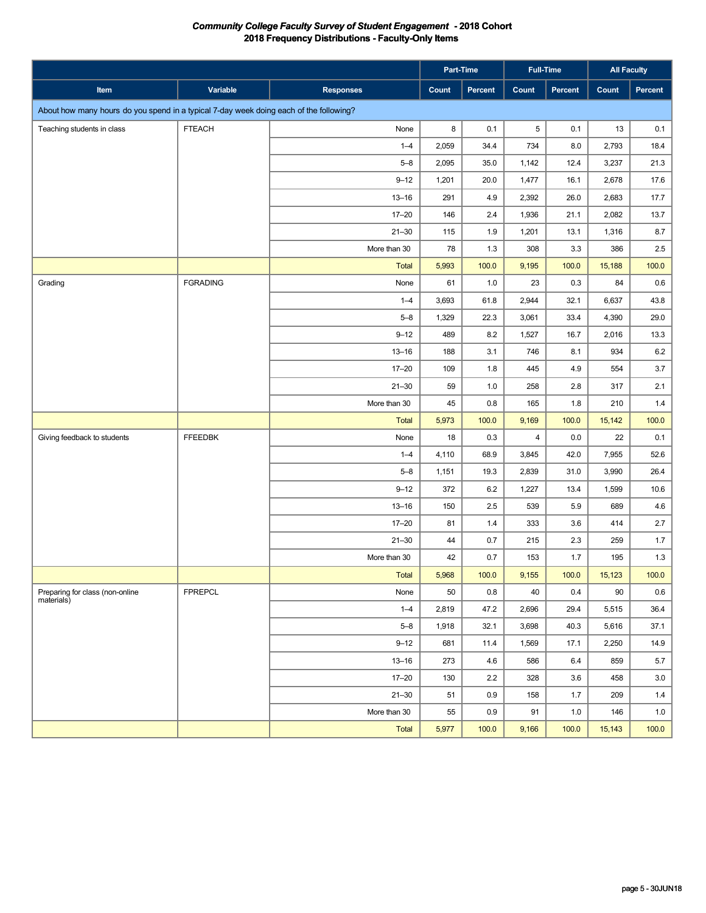# *Community College Faculty Survey of Student Engagement - 2018 Cohort*
## 2018 Frequency Distributions - Faculty-Only Items

| | | | Part-Time | | Full-Time | | All Faculty | |
|---|---|---|---|---|---|---|---|---|
| **Item** | **Variable** | **Responses** | **Count** | **Percent** | **Count** | **Percent** | **Count** | **Percent** |
| About how many hours do you spend in a typical 7-day week doing each of the following? | | | | | | | | |
| Teaching students in class | FTEACH | None | 8 | 0.1 | 5 | 0.1 | 13 | 0.1 |
| | | 1–4 | 2,059 | 34.4 | 734 | 8.0 | 2,793 | 18.4 |
| | | 5–8 | 2,095 | 35.0 | 1,142 | 12.4 | 3,237 | 21.3 |
| | | 9–12 | 1,201 | 20.0 | 1,477 | 16.1 | 2,678 | 17.6 |
| | | 13–16 | 291 | 4.9 | 2,392 | 26.0 | 2,683 | 17.7 |
| | | 17–20 | 146 | 2.4 | 1,936 | 21.1 | 2,082 | 13.7 |
| | | 21–30 | 115 | 1.9 | 1,201 | 13.1 | 1,316 | 8.7 |
| | | More than 30 | 78 | 1.3 | 308 | 3.3 | 386 | 2.5 |
| | | Total | 5,993 | 100.0 | 9,195 | 100.0 | 15,188 | 100.0 |
| Grading | FGRADING | None | 61 | 1.0 | 23 | 0.3 | 84 | 0.6 |
| | | 1–4 | 3,693 | 61.8 | 2,944 | 32.1 | 6,637 | 43.8 |
| | | 5–8 | 1,329 | 22.3 | 3,061 | 33.4 | 4,390 | 29.0 |
| | | 9–12 | 489 | 8.2 | 1,527 | 16.7 | 2,016 | 13.3 |
| | | 13–16 | 188 | 3.1 | 746 | 8.1 | 934 | 6.2 |
| | | 17–20 | 109 | 1.8 | 445 | 4.9 | 554 | 3.7 |
| | | 21–30 | 59 | 1.0 | 258 | 2.8 | 317 | 2.1 |
| | | More than 30 | 45 | 0.8 | 165 | 1.8 | 210 | 1.4 |
| | | Total | 5,973 | 100.0 | 9,169 | 100.0 | 15,142 | 100.0 |
| Giving feedback to students | FFEEDBK | None | 18 | 0.3 | 4 | 0.0 | 22 | 0.1 |
| | | 1–4 | 4,110 | 68.9 | 3,845 | 42.0 | 7,955 | 52.6 |
| | | 5–8 | 1,151 | 19.3 | 2,839 | 31.0 | 3,990 | 26.4 |
| | | 9–12 | 372 | 6.2 | 1,227 | 13.4 | 1,599 | 10.6 |
| | | 13–16 | 150 | 2.5 | 539 | 5.9 | 689 | 4.6 |
| | | 17–20 | 81 | 1.4 | 333 | 3.6 | 414 | 2.7 |
| | | 21–30 | 44 | 0.7 | 215 | 2.3 | 259 | 1.7 |
| | | More than 30 | 42 | 0.7 | 153 | 1.7 | 195 | 1.3 |
| | | Total | 5,968 | 100.0 | 9,155 | 100.0 | 15,123 | 100.0 |
| Preparing for class (non-online materials) | FPREPCL | None | 50 | 0.8 | 40 | 0.4 | 90 | 0.6 |
| | | 1–4 | 2,819 | 47.2 | 2,696 | 29.4 | 5,515 | 36.4 |
| | | 5–8 | 1,918 | 32.1 | 3,698 | 40.3 | 5,616 | 37.1 |
| | | 9–12 | 681 | 11.4 | 1,569 | 17.1 | 2,250 | 14.9 |
| | | 13–16 | 273 | 4.6 | 586 | 6.4 | 859 | 5.7 |
| | | 17–20 | 130 | 2.2 | 328 | 3.6 | 458 | 3.0 |
| | | 21–30 | 51 | 0.9 | 158 | 1.7 | 209 | 1.4 |
| | | More than 30 | 55 | 0.9 | 91 | 1.0 | 146 | 1.0 |
| | | Total | 5,977 | 100.0 | 9,166 | 100.0 | 15,143 | 100.0 |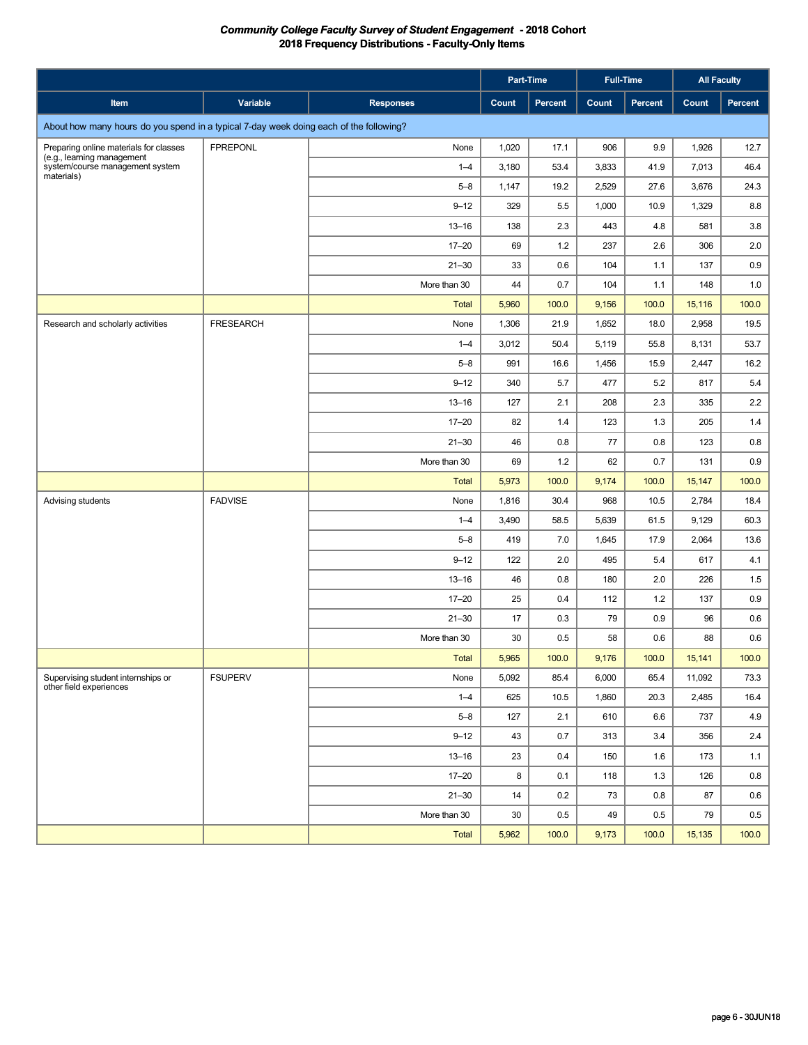# *Community College Faculty Survey of Student Engagement* - 2018 Cohort
## 2018 Frequency Distributions - Faculty-Only Items

| | | | Part-Time | | Full-Time | | All Faculty | |
|---|---|---|---|---|---|---|---|---|
| Item | Variable | Responses | Count | Percent | Count | Percent | Count | Percent |
| About how many hours do you spend in a typical 7-day week doing each of the following? | | | | | | | | |
| Preparing online materials for classes (e.g., learning management system/course management system materials) | FPREPONL | None | 1,020 | 17.1 | 906 | 9.9 | 1,926 | 12.7 |
| | | 1–4 | 3,180 | 53.4 | 3,833 | 41.9 | 7,013 | 46.4 |
| | | 5–8 | 1,147 | 19.2 | 2,529 | 27.6 | 3,676 | 24.3 |
| | | 9–12 | 329 | 5.5 | 1,000 | 10.9 | 1,329 | 8.8 |
| | | 13–16 | 138 | 2.3 | 443 | 4.8 | 581 | 3.8 |
| | | 17–20 | 69 | 1.2 | 237 | 2.6 | 306 | 2.0 |
| | | 21–30 | 33 | 0.6 | 104 | 1.1 | 137 | 0.9 |
| | | More than 30 | 44 | 0.7 | 104 | 1.1 | 148 | 1.0 |
| | | Total | 5,960 | 100.0 | 9,156 | 100.0 | 15,116 | 100.0 |
| Research and scholarly activities | FRESEARCH | None | 1,306 | 21.9 | 1,652 | 18.0 | 2,958 | 19.5 |
| | | 1–4 | 3,012 | 50.4 | 5,119 | 55.8 | 8,131 | 53.7 |
| | | 5–8 | 991 | 16.6 | 1,456 | 15.9 | 2,447 | 16.2 |
| | | 9–12 | 340 | 5.7 | 477 | 5.2 | 817 | 5.4 |
| | | 13–16 | 127 | 2.1 | 208 | 2.3 | 335 | 2.2 |
| | | 17–20 | 82 | 1.4 | 123 | 1.3 | 205 | 1.4 |
| | | 21–30 | 46 | 0.8 | 77 | 0.8 | 123 | 0.8 |
| | | More than 30 | 69 | 1.2 | 62 | 0.7 | 131 | 0.9 |
| | | Total | 5,973 | 100.0 | 9,174 | 100.0 | 15,147 | 100.0 |
| Advising students | FADVISE | None | 1,816 | 30.4 | 968 | 10.5 | 2,784 | 18.4 |
| | | 1–4 | 3,490 | 58.5 | 5,639 | 61.5 | 9,129 | 60.3 |
| | | 5–8 | 419 | 7.0 | 1,645 | 17.9 | 2,064 | 13.6 |
| | | 9–12 | 122 | 2.0 | 495 | 5.4 | 617 | 4.1 |
| | | 13–16 | 46 | 0.8 | 180 | 2.0 | 226 | 1.5 |
| | | 17–20 | 25 | 0.4 | 112 | 1.2 | 137 | 0.9 |
| | | 21–30 | 17 | 0.3 | 79 | 0.9 | 96 | 0.6 |
| | | More than 30 | 30 | 0.5 | 58 | 0.6 | 88 | 0.6 |
| | | Total | 5,965 | 100.0 | 9,176 | 100.0 | 15,141 | 100.0 |
| Supervising student internships or other field experiences | FSUPERV | None | 5,092 | 85.4 | 6,000 | 65.4 | 11,092 | 73.3 |
| | | 1–4 | 625 | 10.5 | 1,860 | 20.3 | 2,485 | 16.4 |
| | | 5–8 | 127 | 2.1 | 610 | 6.6 | 737 | 4.9 |
| | | 9–12 | 43 | 0.7 | 313 | 3.4 | 356 | 2.4 |
| | | 13–16 | 23 | 0.4 | 150 | 1.6 | 173 | 1.1 |
| | | 17–20 | 8 | 0.1 | 118 | 1.3 | 126 | 0.8 |
| | | 21–30 | 14 | 0.2 | 73 | 0.8 | 87 | 0.6 |
| | | More than 30 | 30 | 0.5 | 49 | 0.5 | 79 | 0.5 |
| | | Total | 5,962 | 100.0 | 9,173 | 100.0 | 15,135 | 100.0 |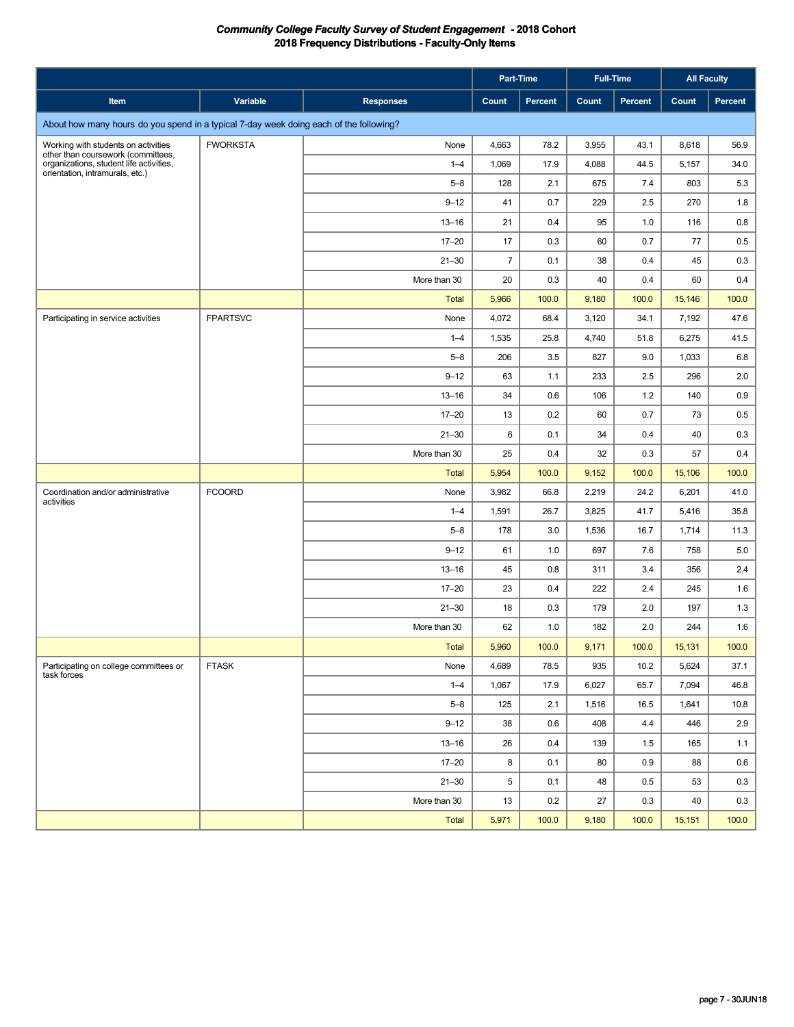# *Community College Faculty Survey of Student Engagement* - 2018 Cohort
## 2018 Frequency Distributions - Faculty-Only Items

| | | | Part-Time | | Full-Time | | All Faculty | |
|---|---|---|---|---|---|---|---|---|
| Item | Variable | Responses | Count | Percent | Count | Percent | Count | Percent |
| About how many hours do you spend in a typical 7-day week doing each of the following? | | | | | | | | |
| Working with students on activities other than coursework (committees, organizations, student life activities, orientation, intramurals, etc.) | FWORKSTA | None | 4,663 | 78.2 | 3,955 | 43.1 | 8,618 | 56.9 |
| | | 1–4 | 1,069 | 17.9 | 4,088 | 44.5 | 5,157 | 34.0 |
| | | 5–8 | 128 | 2.1 | 675 | 7.4 | 803 | 5.3 |
| | | 9–12 | 41 | 0.7 | 229 | 2.5 | 270 | 1.8 |
| | | 13–16 | 21 | 0.4 | 95 | 1.0 | 116 | 0.8 |
| | | 17–20 | 17 | 0.3 | 60 | 0.7 | 77 | 0.5 |
| | | 21–30 | 7 | 0.1 | 38 | 0.4 | 45 | 0.3 |
| | | More than 30 | 20 | 0.3 | 40 | 0.4 | 60 | 0.4 |
| | | Total | 5,966 | 100.0 | 9,180 | 100.0 | 15,146 | 100.0 |
| Participating in service activities | FPARTSVC | None | 4,072 | 68.4 | 3,120 | 34.1 | 7,192 | 47.6 |
| | | 1–4 | 1,535 | 25.8 | 4,740 | 51.8 | 6,275 | 41.5 |
| | | 5–8 | 206 | 3.5 | 827 | 9.0 | 1,033 | 6.8 |
| | | 9–12 | 63 | 1.1 | 233 | 2.5 | 296 | 2.0 |
| | | 13–16 | 34 | 0.6 | 106 | 1.2 | 140 | 0.9 |
| | | 17–20 | 13 | 0.2 | 60 | 0.7 | 73 | 0.5 |
| | | 21–30 | 6 | 0.1 | 34 | 0.4 | 40 | 0.3 |
| | | More than 30 | 25 | 0.4 | 32 | 0.3 | 57 | 0.4 |
| | | Total | 5,954 | 100.0 | 9,152 | 100.0 | 15,106 | 100.0 |
| Coordination and/or administrative activities | FCOORD | None | 3,982 | 66.8 | 2,219 | 24.2 | 6,201 | 41.0 |
| | | 1–4 | 1,591 | 26.7 | 3,825 | 41.7 | 5,416 | 35.8 |
| | | 5–8 | 178 | 3.0 | 1,536 | 16.7 | 1,714 | 11.3 |
| | | 9–12 | 61 | 1.0 | 697 | 7.6 | 758 | 5.0 |
| | | 13–16 | 45 | 0.8 | 311 | 3.4 | 356 | 2.4 |
| | | 17–20 | 23 | 0.4 | 222 | 2.4 | 245 | 1.6 |
| | | 21–30 | 18 | 0.3 | 179 | 2.0 | 197 | 1.3 |
| | | More than 30 | 62 | 1.0 | 182 | 2.0 | 244 | 1.6 |
| | | Total | 5,960 | 100.0 | 9,171 | 100.0 | 15,131 | 100.0 |
| Participating on college committees or task forces | FTASK | None | 4,689 | 78.5 | 935 | 10.2 | 5,624 | 37.1 |
| | | 1–4 | 1,067 | 17.9 | 6,027 | 65.7 | 7,094 | 46.8 |
| | | 5–8 | 125 | 2.1 | 1,516 | 16.5 | 1,641 | 10.8 |
| | | 9–12 | 38 | 0.6 | 408 | 4.4 | 446 | 2.9 |
| | | 13–16 | 26 | 0.4 | 139 | 1.5 | 165 | 1.1 |
| | | 17–20 | 8 | 0.1 | 80 | 0.9 | 88 | 0.6 |
| | | 21–30 | 5 | 0.1 | 48 | 0.5 | 53 | 0.3 |
| | | More than 30 | 13 | 0.2 | 27 | 0.3 | 40 | 0.3 |
| | | Total | 5,971 | 100.0 | 9,180 | 100.0 | 15,151 | 100.0 |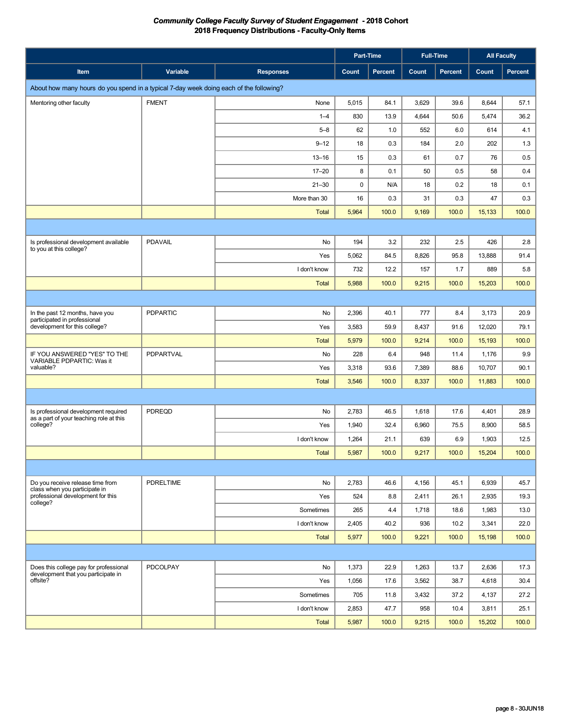***Community College Faculty Survey of Student Engagement* - 2018 Cohort**

**2018 Frequency Distributions - Faculty-Only Items**

| | | | Part-Time | | Full-Time | | All Faculty | |
|---|---|---|---|---|---|---|---|---|
| Item | Variable | Responses | Count | Percent | Count | Percent | Count | Percent |
| About how many hours do you spend in a typical 7-day week doing each of the following? | | | | | | | | |
| Mentoring other faculty | FMENT | None | 5,015 | 84.1 | 3,629 | 39.6 | 8,644 | 57.1 |
| | | 1–4 | 830 | 13.9 | 4,644 | 50.6 | 5,474 | 36.2 |
| | | 5–8 | 62 | 1.0 | 552 | 6.0 | 614 | 4.1 |
| | | 9–12 | 18 | 0.3 | 184 | 2.0 | 202 | 1.3 |
| | | 13–16 | 15 | 0.3 | 61 | 0.7 | 76 | 0.5 |
| | | 17–20 | 8 | 0.1 | 50 | 0.5 | 58 | 0.4 |
| | | 21–30 | 0 | N/A | 18 | 0.2 | 18 | 0.1 |
| | | More than 30 | 16 | 0.3 | 31 | 0.3 | 47 | 0.3 |
| | | Total | 5,964 | 100.0 | 9,169 | 100.0 | 15,133 | 100.0 |
| | | | | | | | | |
| Is professional development available to you at this college? | PDAVAIL | No | 194 | 3.2 | 232 | 2.5 | 426 | 2.8 |
| | | Yes | 5,062 | 84.5 | 8,826 | 95.8 | 13,888 | 91.4 |
| | | I don't know | 732 | 12.2 | 157 | 1.7 | 889 | 5.8 |
| | | Total | 5,988 | 100.0 | 9,215 | 100.0 | 15,203 | 100.0 |
| | | | | | | | | |
| In the past 12 months, have you participated in professional development for this college? | PDPARTIC | No | 2,396 | 40.1 | 777 | 8.4 | 3,173 | 20.9 |
| | | Yes | 3,583 | 59.9 | 8,437 | 91.6 | 12,020 | 79.1 |
| | | Total | 5,979 | 100.0 | 9,214 | 100.0 | 15,193 | 100.0 |
| IF YOU ANSWERED "YES" TO THE VARIABLE PDPARTIC: Was it valuable? | PDPARTVAL | No | 228 | 6.4 | 948 | 11.4 | 1,176 | 9.9 |
| | | Yes | 3,318 | 93.6 | 7,389 | 88.6 | 10,707 | 90.1 |
| | | Total | 3,546 | 100.0 | 8,337 | 100.0 | 11,883 | 100.0 |
| | | | | | | | | |
| Is professional development required as a part of your teaching role at this college? | PDREQD | No | 2,783 | 46.5 | 1,618 | 17.6 | 4,401 | 28.9 |
| | | Yes | 1,940 | 32.4 | 6,960 | 75.5 | 8,900 | 58.5 |
| | | I don't know | 1,264 | 21.1 | 639 | 6.9 | 1,903 | 12.5 |
| | | Total | 5,987 | 100.0 | 9,217 | 100.0 | 15,204 | 100.0 |
| | | | | | | | | |
| Do you receive release time from class when you participate in professional development for this college? | PDRELTIME | No | 2,783 | 46.6 | 4,156 | 45.1 | 6,939 | 45.7 |
| | | Yes | 524 | 8.8 | 2,411 | 26.1 | 2,935 | 19.3 |
| | | Sometimes | 265 | 4.4 | 1,718 | 18.6 | 1,983 | 13.0 |
| | | I don't know | 2,405 | 40.2 | 936 | 10.2 | 3,341 | 22.0 |
| | | Total | 5,977 | 100.0 | 9,221 | 100.0 | 15,198 | 100.0 |
| | | | | | | | | |
| Does this college pay for professional development that you participate in offsite? | PDCOLPAY | No | 1,373 | 22.9 | 1,263 | 13.7 | 2,636 | 17.3 |
| | | Yes | 1,056 | 17.6 | 3,562 | 38.7 | 4,618 | 30.4 |
| | | Sometimes | 705 | 11.8 | 3,432 | 37.2 | 4,137 | 27.2 |
| | | I don't know | 2,853 | 47.7 | 958 | 10.4 | 3,811 | 25.1 |
| | | Total | 5,987 | 100.0 | 9,215 | 100.0 | 15,202 | 100.0 |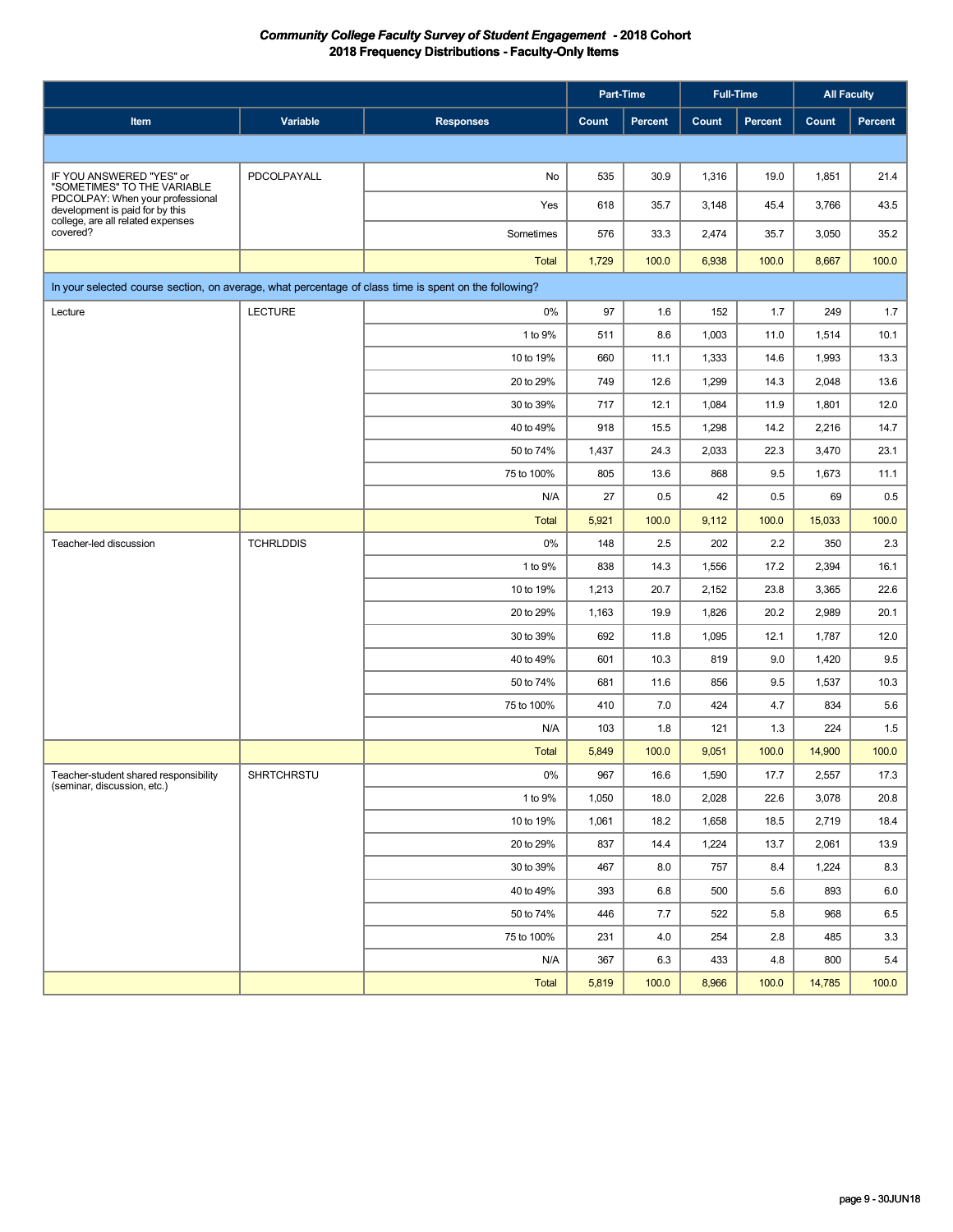# *Community College Faculty Survey of Student Engagement - 2018 Cohort*
## 2018 Frequency Distributions - Faculty-Only Items

| Item | Variable | Responses | Part-Time Count | Part-Time Percent | Full-Time Count | Full-Time Percent | All Faculty Count | All Faculty Percent |
|---|---|---|---|---|---|---|---|---|
| | | | | | | | | |
| IF YOU ANSWERED "YES" or "SOMETIMES" TO THE VARIABLE PDCOLPAY: When your professional development is paid for by this college, are all related expenses covered? | PDCOLPAYALL | No | 535 | 30.9 | 1,316 | 19.0 | 1,851 | 21.4 |
| | | Yes | 618 | 35.7 | 3,148 | 45.4 | 3,766 | 43.5 |
| | | Sometimes | 576 | 33.3 | 2,474 | 35.7 | 3,050 | 35.2 |
| | | Total | 1,729 | 100.0 | 6,938 | 100.0 | 8,667 | 100.0 |
| In your selected course section, on average, what percentage of class time is spent on the following? | | | | | | | | |
| Lecture | LECTURE | 0% | 97 | 1.6 | 152 | 1.7 | 249 | 1.7 |
| | | 1 to 9% | 511 | 8.6 | 1,003 | 11.0 | 1,514 | 10.1 |
| | | 10 to 19% | 660 | 11.1 | 1,333 | 14.6 | 1,993 | 13.3 |
| | | 20 to 29% | 749 | 12.6 | 1,299 | 14.3 | 2,048 | 13.6 |
| | | 30 to 39% | 717 | 12.1 | 1,084 | 11.9 | 1,801 | 12.0 |
| | | 40 to 49% | 918 | 15.5 | 1,298 | 14.2 | 2,216 | 14.7 |
| | | 50 to 74% | 1,437 | 24.3 | 2,033 | 22.3 | 3,470 | 23.1 |
| | | 75 to 100% | 805 | 13.6 | 868 | 9.5 | 1,673 | 11.1 |
| | | N/A | 27 | 0.5 | 42 | 0.5 | 69 | 0.5 |
| | | Total | 5,921 | 100.0 | 9,112 | 100.0 | 15,033 | 100.0 |
| Teacher-led discussion | TCHRLDDIS | 0% | 148 | 2.5 | 202 | 2.2 | 350 | 2.3 |
| | | 1 to 9% | 838 | 14.3 | 1,556 | 17.2 | 2,394 | 16.1 |
| | | 10 to 19% | 1,213 | 20.7 | 2,152 | 23.8 | 3,365 | 22.6 |
| | | 20 to 29% | 1,163 | 19.9 | 1,826 | 20.2 | 2,989 | 20.1 |
| | | 30 to 39% | 692 | 11.8 | 1,095 | 12.1 | 1,787 | 12.0 |
| | | 40 to 49% | 601 | 10.3 | 819 | 9.0 | 1,420 | 9.5 |
| | | 50 to 74% | 681 | 11.6 | 856 | 9.5 | 1,537 | 10.3 |
| | | 75 to 100% | 410 | 7.0 | 424 | 4.7 | 834 | 5.6 |
| | | N/A | 103 | 1.8 | 121 | 1.3 | 224 | 1.5 |
| | | Total | 5,849 | 100.0 | 9,051 | 100.0 | 14,900 | 100.0 |
| Teacher-student shared responsibility (seminar, discussion, etc.) | SHRTCHRSTU | 0% | 967 | 16.6 | 1,590 | 17.7 | 2,557 | 17.3 |
| | | 1 to 9% | 1,050 | 18.0 | 2,028 | 22.6 | 3,078 | 20.8 |
| | | 10 to 19% | 1,061 | 18.2 | 1,658 | 18.5 | 2,719 | 18.4 |
| | | 20 to 29% | 837 | 14.4 | 1,224 | 13.7 | 2,061 | 13.9 |
| | | 30 to 39% | 467 | 8.0 | 757 | 8.4 | 1,224 | 8.3 |
| | | 40 to 49% | 393 | 6.8 | 500 | 5.6 | 893 | 6.0 |
| | | 50 to 74% | 446 | 7.7 | 522 | 5.8 | 968 | 6.5 |
| | | 75 to 100% | 231 | 4.0 | 254 | 2.8 | 485 | 3.3 |
| | | N/A | 367 | 6.3 | 433 | 4.8 | 800 | 5.4 |
| | | Total | 5,819 | 100.0 | 8,966 | 100.0 | 14,785 | 100.0 |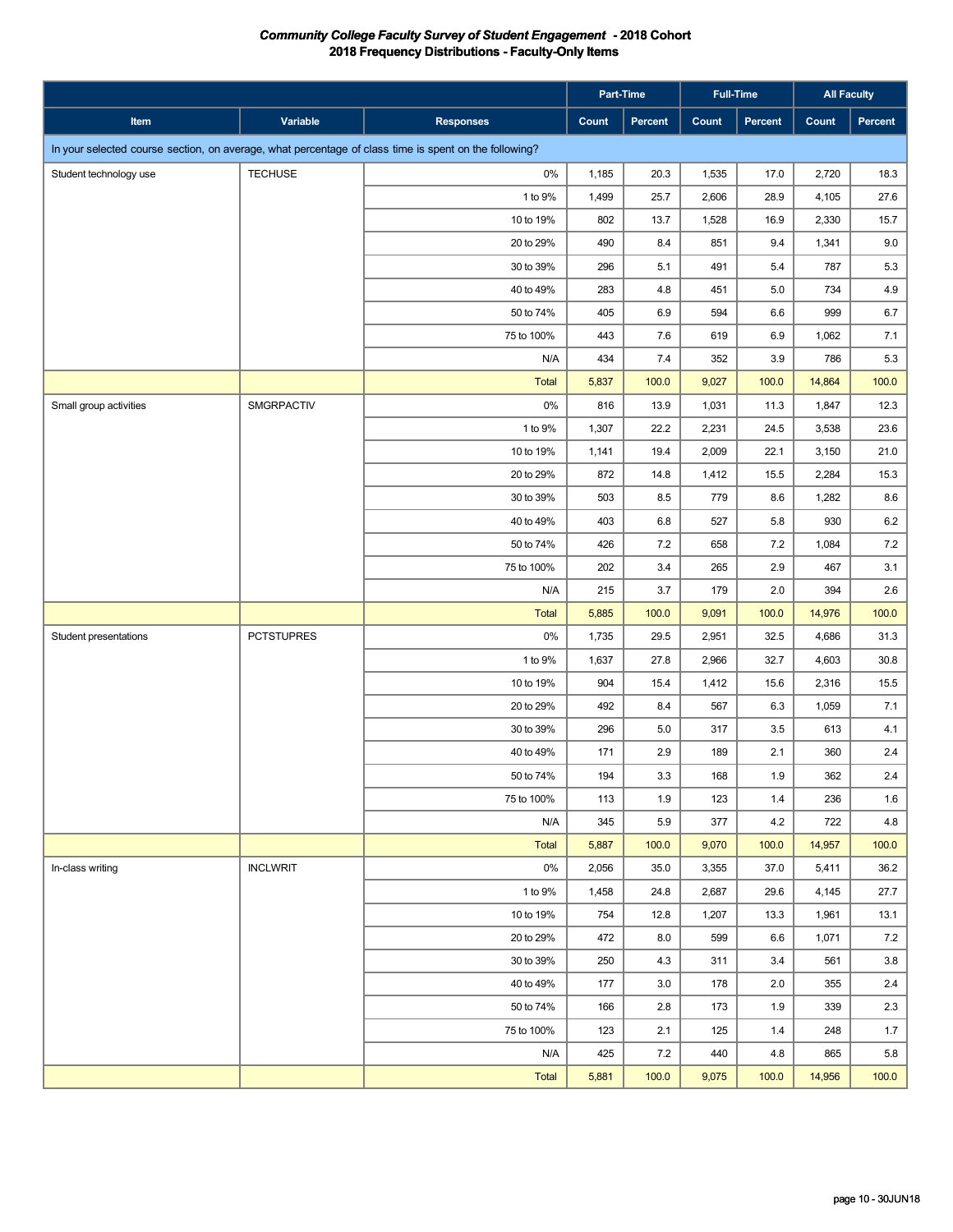**_Community College Faculty Survey of Student Engagement - 2018 Cohort_**
**2018 Frequency Distributions - Faculty-Only Items**

| | | | Part-Time | | Full-Time | | All Faculty | |
|---|---|---|---|---|---|---|---|---|
| Item | Variable | Responses | Count | Percent | Count | Percent | Count | Percent |
| In your selected course section, on average, what percentage of class time is spent on the following? | | | | | | | | |
| Student technology use | TECHUSE | 0% | 1,185 | 20.3 | 1,535 | 17.0 | 2,720 | 18.3 |
| | | 1 to 9% | 1,499 | 25.7 | 2,606 | 28.9 | 4,105 | 27.6 |
| | | 10 to 19% | 802 | 13.7 | 1,528 | 16.9 | 2,330 | 15.7 |
| | | 20 to 29% | 490 | 8.4 | 851 | 9.4 | 1,341 | 9.0 |
| | | 30 to 39% | 296 | 5.1 | 491 | 5.4 | 787 | 5.3 |
| | | 40 to 49% | 283 | 4.8 | 451 | 5.0 | 734 | 4.9 |
| | | 50 to 74% | 405 | 6.9 | 594 | 6.6 | 999 | 6.7 |
| | | 75 to 100% | 443 | 7.6 | 619 | 6.9 | 1,062 | 7.1 |
| | | N/A | 434 | 7.4 | 352 | 3.9 | 786 | 5.3 |
| | | Total | 5,837 | 100.0 | 9,027 | 100.0 | 14,864 | 100.0 |
| Small group activities | SMGRPACTIV | 0% | 816 | 13.9 | 1,031 | 11.3 | 1,847 | 12.3 |
| | | 1 to 9% | 1,307 | 22.2 | 2,231 | 24.5 | 3,538 | 23.6 |
| | | 10 to 19% | 1,141 | 19.4 | 2,009 | 22.1 | 3,150 | 21.0 |
| | | 20 to 29% | 872 | 14.8 | 1,412 | 15.5 | 2,284 | 15.3 |
| | | 30 to 39% | 503 | 8.5 | 779 | 8.6 | 1,282 | 8.6 |
| | | 40 to 49% | 403 | 6.8 | 527 | 5.8 | 930 | 6.2 |
| | | 50 to 74% | 426 | 7.2 | 658 | 7.2 | 1,084 | 7.2 |
| | | 75 to 100% | 202 | 3.4 | 265 | 2.9 | 467 | 3.1 |
| | | N/A | 215 | 3.7 | 179 | 2.0 | 394 | 2.6 |
| | | Total | 5,885 | 100.0 | 9,091 | 100.0 | 14,976 | 100.0 |
| Student presentations | PCTSTUPRES | 0% | 1,735 | 29.5 | 2,951 | 32.5 | 4,686 | 31.3 |
| | | 1 to 9% | 1,637 | 27.8 | 2,966 | 32.7 | 4,603 | 30.8 |
| | | 10 to 19% | 904 | 15.4 | 1,412 | 15.6 | 2,316 | 15.5 |
| | | 20 to 29% | 492 | 8.4 | 567 | 6.3 | 1,059 | 7.1 |
| | | 30 to 39% | 296 | 5.0 | 317 | 3.5 | 613 | 4.1 |
| | | 40 to 49% | 171 | 2.9 | 189 | 2.1 | 360 | 2.4 |
| | | 50 to 74% | 194 | 3.3 | 168 | 1.9 | 362 | 2.4 |
| | | 75 to 100% | 113 | 1.9 | 123 | 1.4 | 236 | 1.6 |
| | | N/A | 345 | 5.9 | 377 | 4.2 | 722 | 4.8 |
| | | Total | 5,887 | 100.0 | 9,070 | 100.0 | 14,957 | 100.0 |
| In-class writing | INCLWRIT | 0% | 2,056 | 35.0 | 3,355 | 37.0 | 5,411 | 36.2 |
| | | 1 to 9% | 1,458 | 24.8 | 2,687 | 29.6 | 4,145 | 27.7 |
| | | 10 to 19% | 754 | 12.8 | 1,207 | 13.3 | 1,961 | 13.1 |
| | | 20 to 29% | 472 | 8.0 | 599 | 6.6 | 1,071 | 7.2 |
| | | 30 to 39% | 250 | 4.3 | 311 | 3.4 | 561 | 3.8 |
| | | 40 to 49% | 177 | 3.0 | 178 | 2.0 | 355 | 2.4 |
| | | 50 to 74% | 166 | 2.8 | 173 | 1.9 | 339 | 2.3 |
| | | 75 to 100% | 123 | 2.1 | 125 | 1.4 | 248 | 1.7 |
| | | N/A | 425 | 7.2 | 440 | 4.8 | 865 | 5.8 |
| | | Total | 5,881 | 100.0 | 9,075 | 100.0 | 14,956 | 100.0 |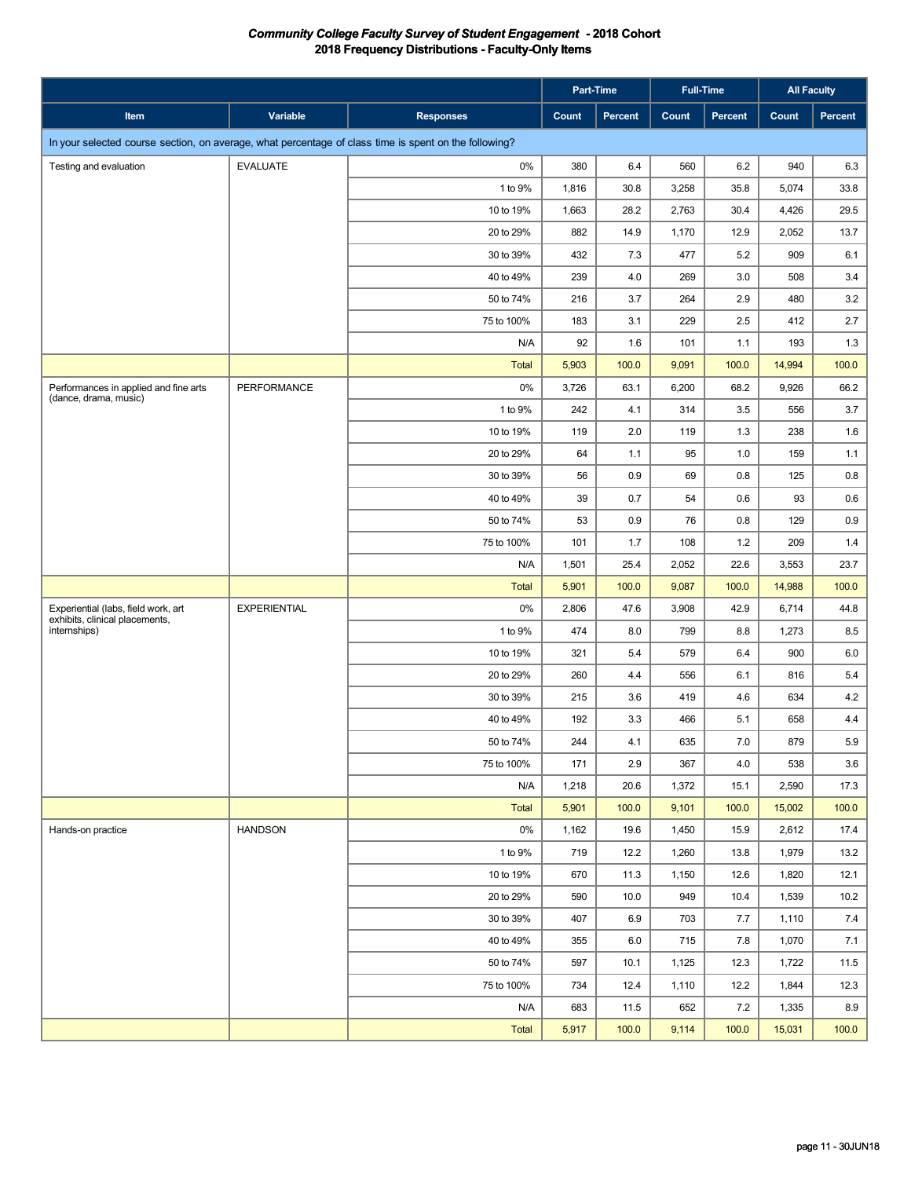## *Community College Faculty Survey of Student Engagement - 2018 Cohort*
### 2018 Frequency Distributions - Faculty-Only Items

| | | | Part-Time | | Full-Time | | All Faculty | |
|---|---|---|---|---|---|---|---|---|
| Item | Variable | Responses | Count | Percent | Count | Percent | Count | Percent |
| In your selected course section, on average, what percentage of class time is spent on the following? | | | | | | | | |
| Testing and evaluation | EVALUATE | 0% | 380 | 6.4 | 560 | 6.2 | 940 | 6.3 |
| | | 1 to 9% | 1,816 | 30.8 | 3,258 | 35.8 | 5,074 | 33.8 |
| | | 10 to 19% | 1,663 | 28.2 | 2,763 | 30.4 | 4,426 | 29.5 |
| | | 20 to 29% | 882 | 14.9 | 1,170 | 12.9 | 2,052 | 13.7 |
| | | 30 to 39% | 432 | 7.3 | 477 | 5.2 | 909 | 6.1 |
| | | 40 to 49% | 239 | 4.0 | 269 | 3.0 | 508 | 3.4 |
| | | 50 to 74% | 216 | 3.7 | 264 | 2.9 | 480 | 3.2 |
| | | 75 to 100% | 183 | 3.1 | 229 | 2.5 | 412 | 2.7 |
| | | N/A | 92 | 1.6 | 101 | 1.1 | 193 | 1.3 |
| | | Total | 5,903 | 100.0 | 9,091 | 100.0 | 14,994 | 100.0 |
| Performances in applied and fine arts (dance, drama, music) | PERFORMANCE | 0% | 3,726 | 63.1 | 6,200 | 68.2 | 9,926 | 66.2 |
| | | 1 to 9% | 242 | 4.1 | 314 | 3.5 | 556 | 3.7 |
| | | 10 to 19% | 119 | 2.0 | 119 | 1.3 | 238 | 1.6 |
| | | 20 to 29% | 64 | 1.1 | 95 | 1.0 | 159 | 1.1 |
| | | 30 to 39% | 56 | 0.9 | 69 | 0.8 | 125 | 0.8 |
| | | 40 to 49% | 39 | 0.7 | 54 | 0.6 | 93 | 0.6 |
| | | 50 to 74% | 53 | 0.9 | 76 | 0.8 | 129 | 0.9 |
| | | 75 to 100% | 101 | 1.7 | 108 | 1.2 | 209 | 1.4 |
| | | N/A | 1,501 | 25.4 | 2,052 | 22.6 | 3,553 | 23.7 |
| | | Total | 5,901 | 100.0 | 9,087 | 100.0 | 14,988 | 100.0 |
| Experiential (labs, field work, art exhibits, clinical placements, internships) | EXPERIENTIAL | 0% | 2,806 | 47.6 | 3,908 | 42.9 | 6,714 | 44.8 |
| | | 1 to 9% | 474 | 8.0 | 799 | 8.8 | 1,273 | 8.5 |
| | | 10 to 19% | 321 | 5.4 | 579 | 6.4 | 900 | 6.0 |
| | | 20 to 29% | 260 | 4.4 | 556 | 6.1 | 816 | 5.4 |
| | | 30 to 39% | 215 | 3.6 | 419 | 4.6 | 634 | 4.2 |
| | | 40 to 49% | 192 | 3.3 | 466 | 5.1 | 658 | 4.4 |
| | | 50 to 74% | 244 | 4.1 | 635 | 7.0 | 879 | 5.9 |
| | | 75 to 100% | 171 | 2.9 | 367 | 4.0 | 538 | 3.6 |
| | | N/A | 1,218 | 20.6 | 1,372 | 15.1 | 2,590 | 17.3 |
| | | Total | 5,901 | 100.0 | 9,101 | 100.0 | 15,002 | 100.0 |
| Hands-on practice | HANDSON | 0% | 1,162 | 19.6 | 1,450 | 15.9 | 2,612 | 17.4 |
| | | 1 to 9% | 719 | 12.2 | 1,260 | 13.8 | 1,979 | 13.2 |
| | | 10 to 19% | 670 | 11.3 | 1,150 | 12.6 | 1,820 | 12.1 |
| | | 20 to 29% | 590 | 10.0 | 949 | 10.4 | 1,539 | 10.2 |
| | | 30 to 39% | 407 | 6.9 | 703 | 7.7 | 1,110 | 7.4 |
| | | 40 to 49% | 355 | 6.0 | 715 | 7.8 | 1,070 | 7.1 |
| | | 50 to 74% | 597 | 10.1 | 1,125 | 12.3 | 1,722 | 11.5 |
| | | 75 to 100% | 734 | 12.4 | 1,110 | 12.2 | 1,844 | 12.3 |
| | | N/A | 683 | 11.5 | 652 | 7.2 | 1,335 | 8.9 |
| | | Total | 5,917 | 100.0 | 9,114 | 100.0 | 15,031 | 100.0 |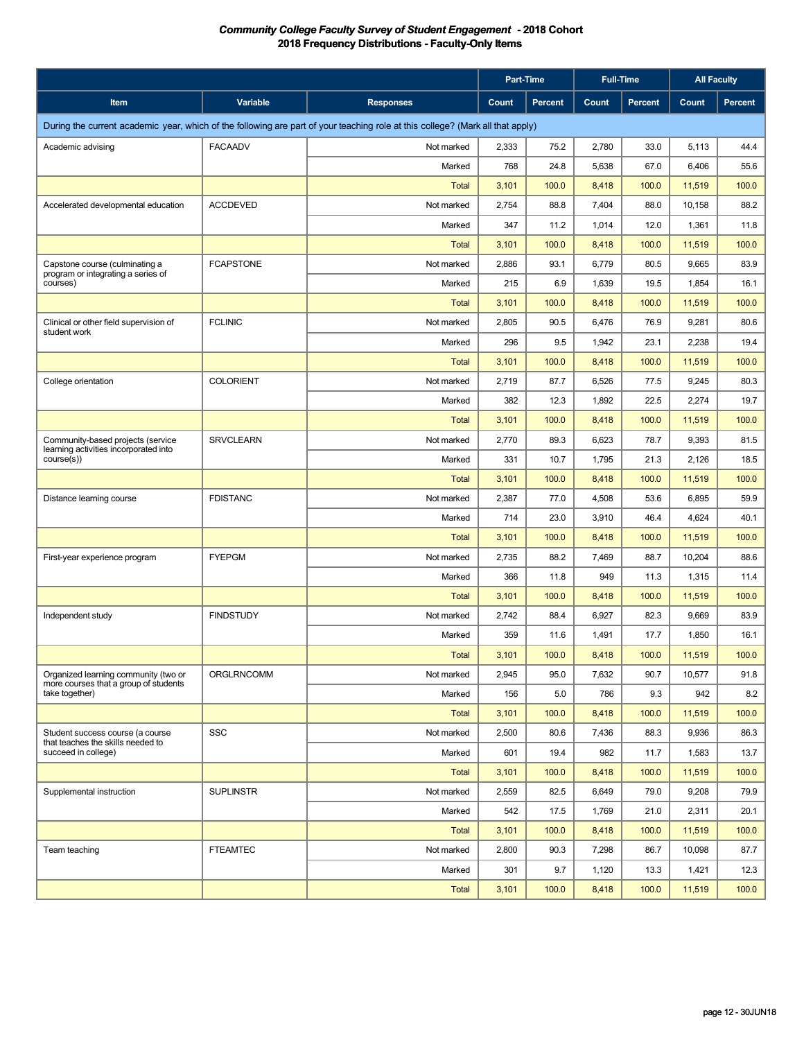# *Community College Faculty Survey of Student Engagement* - 2018 Cohort
## 2018 Frequency Distributions - Faculty-Only Items

| | | | Part-Time | | Full-Time | | All Faculty | |
|---|---|---|---|---|---|---|---|---|
| Item | Variable | Responses | Count | Percent | Count | Percent | Count | Percent |
| During the current academic year, which of the following are part of your teaching role at this college? (Mark all that apply) | | | | | | | | |
| Academic advising | FACAADV | Not marked | 2,333 | 75.2 | 2,780 | 33.0 | 5,113 | 44.4 |
| | | Marked | 768 | 24.8 | 5,638 | 67.0 | 6,406 | 55.6 |
| | | Total | 3,101 | 100.0 | 8,418 | 100.0 | 11,519 | 100.0 |
| Accelerated developmental education | ACCDEVED | Not marked | 2,754 | 88.8 | 7,404 | 88.0 | 10,158 | 88.2 |
| | | Marked | 347 | 11.2 | 1,014 | 12.0 | 1,361 | 11.8 |
| | | Total | 3,101 | 100.0 | 8,418 | 100.0 | 11,519 | 100.0 |
| Capstone course (culminating a program or integrating a series of courses) | FCAPSTONE | Not marked | 2,886 | 93.1 | 6,779 | 80.5 | 9,665 | 83.9 |
| | | Marked | 215 | 6.9 | 1,639 | 19.5 | 1,854 | 16.1 |
| | | Total | 3,101 | 100.0 | 8,418 | 100.0 | 11,519 | 100.0 |
| Clinical or other field supervision of student work | FCLINIC | Not marked | 2,805 | 90.5 | 6,476 | 76.9 | 9,281 | 80.6 |
| | | Marked | 296 | 9.5 | 1,942 | 23.1 | 2,238 | 19.4 |
| | | Total | 3,101 | 100.0 | 8,418 | 100.0 | 11,519 | 100.0 |
| College orientation | COLORIENT | Not marked | 2,719 | 87.7 | 6,526 | 77.5 | 9,245 | 80.3 |
| | | Marked | 382 | 12.3 | 1,892 | 22.5 | 2,274 | 19.7 |
| | | Total | 3,101 | 100.0 | 8,418 | 100.0 | 11,519 | 100.0 |
| Community-based projects (service learning activities incorporated into course(s)) | SRVCLEARN | Not marked | 2,770 | 89.3 | 6,623 | 78.7 | 9,393 | 81.5 |
| | | Marked | 331 | 10.7 | 1,795 | 21.3 | 2,126 | 18.5 |
| | | Total | 3,101 | 100.0 | 8,418 | 100.0 | 11,519 | 100.0 |
| Distance learning course | FDISTANC | Not marked | 2,387 | 77.0 | 4,508 | 53.6 | 6,895 | 59.9 |
| | | Marked | 714 | 23.0 | 3,910 | 46.4 | 4,624 | 40.1 |
| | | Total | 3,101 | 100.0 | 8,418 | 100.0 | 11,519 | 100.0 |
| First-year experience program | FYEPGM | Not marked | 2,735 | 88.2 | 7,469 | 88.7 | 10,204 | 88.6 |
| | | Marked | 366 | 11.8 | 949 | 11.3 | 1,315 | 11.4 |
| | | Total | 3,101 | 100.0 | 8,418 | 100.0 | 11,519 | 100.0 |
| Independent study | FINDSTUDY | Not marked | 2,742 | 88.4 | 6,927 | 82.3 | 9,669 | 83.9 |
| | | Marked | 359 | 11.6 | 1,491 | 17.7 | 1,850 | 16.1 |
| | | Total | 3,101 | 100.0 | 8,418 | 100.0 | 11,519 | 100.0 |
| Organized learning community (two or more courses that a group of students take together) | ORGLRNCOMM | Not marked | 2,945 | 95.0 | 7,632 | 90.7 | 10,577 | 91.8 |
| | | Marked | 156 | 5.0 | 786 | 9.3 | 942 | 8.2 |
| | | Total | 3,101 | 100.0 | 8,418 | 100.0 | 11,519 | 100.0 |
| Student success course (a course that teaches the skills needed to succeed in college) | SSC | Not marked | 2,500 | 80.6 | 7,436 | 88.3 | 9,936 | 86.3 |
| | | Marked | 601 | 19.4 | 982 | 11.7 | 1,583 | 13.7 |
| | | Total | 3,101 | 100.0 | 8,418 | 100.0 | 11,519 | 100.0 |
| Supplemental instruction | SUPLINSTR | Not marked | 2,559 | 82.5 | 6,649 | 79.0 | 9,208 | 79.9 |
| | | Marked | 542 | 17.5 | 1,769 | 21.0 | 2,311 | 20.1 |
| | | Total | 3,101 | 100.0 | 8,418 | 100.0 | 11,519 | 100.0 |
| Team teaching | FTEAMTEC | Not marked | 2,800 | 90.3 | 7,298 | 86.7 | 10,098 | 87.7 |
| | | Marked | 301 | 9.7 | 1,120 | 13.3 | 1,421 | 12.3 |
| | | Total | 3,101 | 100.0 | 8,418 | 100.0 | 11,519 | 100.0 |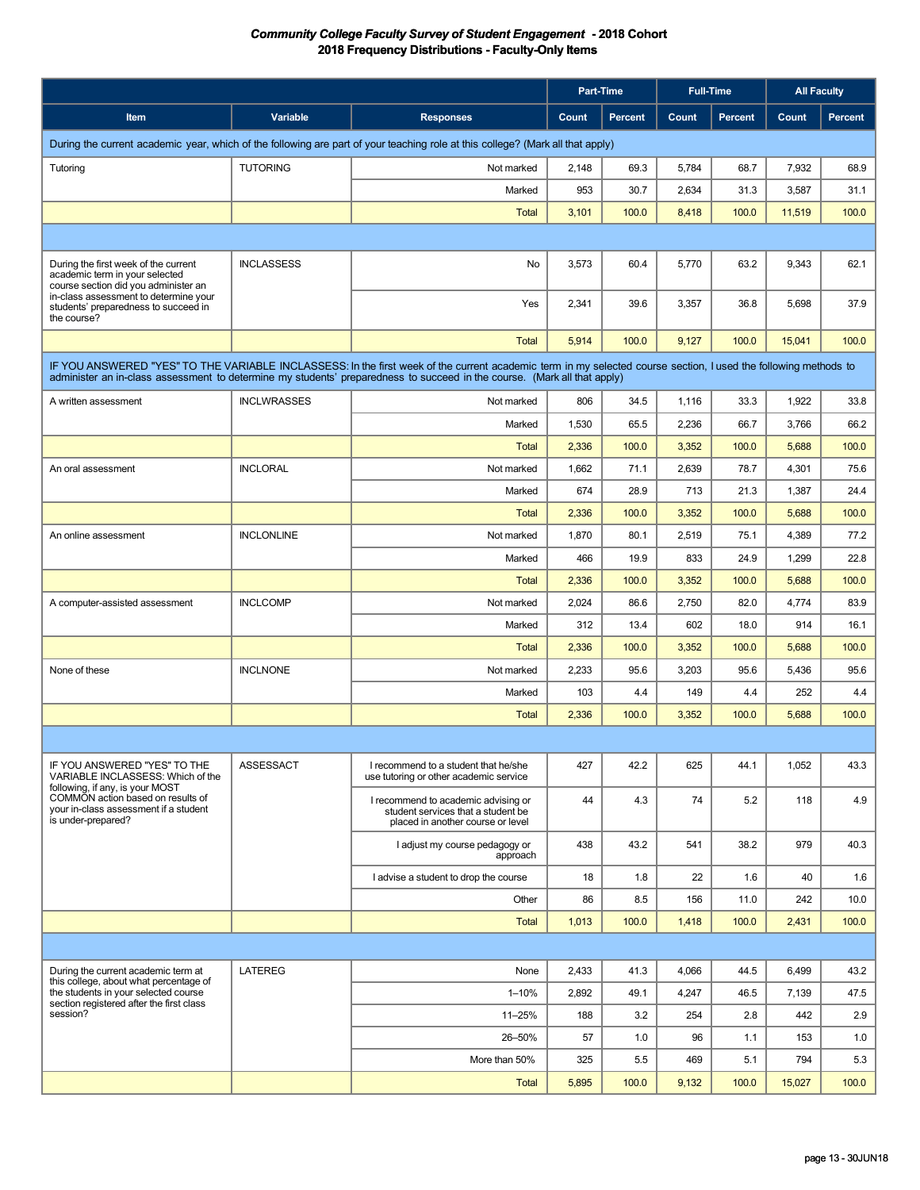**_Community College Faculty Survey of Student Engagement - 2018 Cohort_**
**2018 Frequency Distributions - Faculty-Only Items**

| | | | Part-Time | | Full-Time | | All Faculty | |
|---|---|---|---|---|---|---|---|---|
| **Item** | **Variable** | **Responses** | **Count** | **Percent** | **Count** | **Percent** | **Count** | **Percent** |
| During the current academic year, which of the following are part of your teaching role at this college? (Mark all that apply) | | | | | | | | |
| Tutoring | TUTORING | Not marked | 2,148 | 69.3 | 5,784 | 68.7 | 7,932 | 68.9 |
| | | Marked | 953 | 30.7 | 2,634 | 31.3 | 3,587 | 31.1 |
| | | Total | 3,101 | 100.0 | 8,418 | 100.0 | 11,519 | 100.0 |
| During the first week of the current academic term in your selected course section did you administer an in-class assessment to determine your students' preparedness to succeed in the course? | INCLASSESS | No | 3,573 | 60.4 | 5,770 | 63.2 | 9,343 | 62.1 |
| | | Yes | 2,341 | 39.6 | 3,357 | 36.8 | 5,698 | 37.9 |
| | | Total | 5,914 | 100.0 | 9,127 | 100.0 | 15,041 | 100.0 |
| IF YOU ANSWERED "YES" TO THE VARIABLE INCLASSESS: In the first week of the current academic term in my selected course section, I used the following methods to administer an in-class assessment to determine my students' preparedness to succeed in the course. (Mark all that apply) | | | | | | | | |
| A written assessment | INCLWRASSES | Not marked | 806 | 34.5 | 1,116 | 33.3 | 1,922 | 33.8 |
| | | Marked | 1,530 | 65.5 | 2,236 | 66.7 | 3,766 | 66.2 |
| | | Total | 2,336 | 100.0 | 3,352 | 100.0 | 5,688 | 100.0 |
| An oral assessment | INCLORAL | Not marked | 1,662 | 71.1 | 2,639 | 78.7 | 4,301 | 75.6 |
| | | Marked | 674 | 28.9 | 713 | 21.3 | 1,387 | 24.4 |
| | | Total | 2,336 | 100.0 | 3,352 | 100.0 | 5,688 | 100.0 |
| An online assessment | INCLONLINE | Not marked | 1,870 | 80.1 | 2,519 | 75.1 | 4,389 | 77.2 |
| | | Marked | 466 | 19.9 | 833 | 24.9 | 1,299 | 22.8 |
| | | Total | 2,336 | 100.0 | 3,352 | 100.0 | 5,688 | 100.0 |
| A computer-assisted assessment | INCLCOMP | Not marked | 2,024 | 86.6 | 2,750 | 82.0 | 4,774 | 83.9 |
| | | Marked | 312 | 13.4 | 602 | 18.0 | 914 | 16.1 |
| | | Total | 2,336 | 100.0 | 3,352 | 100.0 | 5,688 | 100.0 |
| None of these | INCLNONE | Not marked | 2,233 | 95.6 | 3,203 | 95.6 | 5,436 | 95.6 |
| | | Marked | 103 | 4.4 | 149 | 4.4 | 252 | 4.4 |
| | | Total | 2,336 | 100.0 | 3,352 | 100.0 | 5,688 | 100.0 |
| IF YOU ANSWERED "YES" TO THE VARIABLE INCLASSESS: Which of the following, if any, is your MOST COMMON action based on results of your in-class assessment if a student is under-prepared? | ASSESSACT | I recommend to a student that he/she use tutoring or other academic service | 427 | 42.2 | 625 | 44.1 | 1,052 | 43.3 |
| | | I recommend to academic advising or student services that a student be placed in another course or level | 44 | 4.3 | 74 | 5.2 | 118 | 4.9 |
| | | I adjust my course pedagogy or approach | 438 | 43.2 | 541 | 38.2 | 979 | 40.3 |
| | | I advise a student to drop the course | 18 | 1.8 | 22 | 1.6 | 40 | 1.6 |
| | | Other | 86 | 8.5 | 156 | 11.0 | 242 | 10.0 |
| | | Total | 1,013 | 100.0 | 1,418 | 100.0 | 2,431 | 100.0 |
| During the current academic term at this college, about what percentage of the students in your selected course section registered after the first class session? | LATEREG | None | 2,433 | 41.3 | 4,066 | 44.5 | 6,499 | 43.2 |
| | | 1–10% | 2,892 | 49.1 | 4,247 | 46.5 | 7,139 | 47.5 |
| | | 11–25% | 188 | 3.2 | 254 | 2.8 | 442 | 2.9 |
| | | 26–50% | 57 | 1.0 | 96 | 1.1 | 153 | 1.0 |
| | | More than 50% | 325 | 5.5 | 469 | 5.1 | 794 | 5.3 |
| | | Total | 5,895 | 100.0 | 9,132 | 100.0 | 15,027 | 100.0 |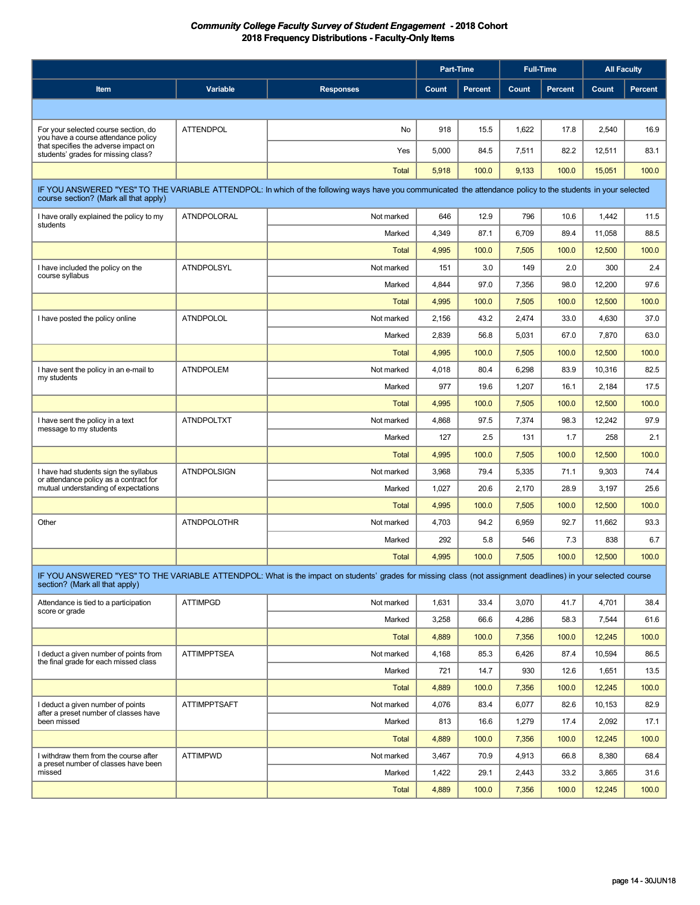**_Community College Faculty Survey of Student Engagement - 2018 Cohort_**
**2018 Frequency Distributions - Faculty-Only Items**

| Item | Variable | Responses | Part-Time | | Full-Time | | All Faculty | |
|---|---|---|---|---|---|---|---|---|
| | | | Count | Percent | Count | Percent | Count | Percent |
| | | | | | | | | |
| For your selected course section, do you have a course attendance policy that specifies the adverse impact on students' grades for missing class? | ATTENDPOL | No | 918 | 15.5 | 1,622 | 17.8 | 2,540 | 16.9 |
| | | Yes | 5,000 | 84.5 | 7,511 | 82.2 | 12,511 | 83.1 |
| | | Total | 5,918 | 100.0 | 9,133 | 100.0 | 15,051 | 100.0 |
| IF YOU ANSWERED "YES" TO THE VARIABLE ATTENDPOL: In which of the following ways have you communicated the attendance policy to the students in your selected course section? (Mark all that apply) | | | | | | | | |
| I have orally explained the policy to my students | ATNDPOLORAL | Not marked | 646 | 12.9 | 796 | 10.6 | 1,442 | 11.5 |
| | | Marked | 4,349 | 87.1 | 6,709 | 89.4 | 11,058 | 88.5 |
| | | Total | 4,995 | 100.0 | 7,505 | 100.0 | 12,500 | 100.0 |
| I have included the policy on the course syllabus | ATNDPOLSYL | Not marked | 151 | 3.0 | 149 | 2.0 | 300 | 2.4 |
| | | Marked | 4,844 | 97.0 | 7,356 | 98.0 | 12,200 | 97.6 |
| | | Total | 4,995 | 100.0 | 7,505 | 100.0 | 12,500 | 100.0 |
| I have posted the policy online | ATNDPOLOL | Not marked | 2,156 | 43.2 | 2,474 | 33.0 | 4,630 | 37.0 |
| | | Marked | 2,839 | 56.8 | 5,031 | 67.0 | 7,870 | 63.0 |
| | | Total | 4,995 | 100.0 | 7,505 | 100.0 | 12,500 | 100.0 |
| I have sent the policy in an e-mail to my students | ATNDPOLEM | Not marked | 4,018 | 80.4 | 6,298 | 83.9 | 10,316 | 82.5 |
| | | Marked | 977 | 19.6 | 1,207 | 16.1 | 2,184 | 17.5 |
| | | Total | 4,995 | 100.0 | 7,505 | 100.0 | 12,500 | 100.0 |
| I have sent the policy in a text message to my students | ATNDPOLTXT | Not marked | 4,868 | 97.5 | 7,374 | 98.3 | 12,242 | 97.9 |
| | | Marked | 127 | 2.5 | 131 | 1.7 | 258 | 2.1 |
| | | Total | 4,995 | 100.0 | 7,505 | 100.0 | 12,500 | 100.0 |
| I have had students sign the syllabus or attendance policy as a contract for mutual understanding of expectations | ATNDPOLSIGN | Not marked | 3,968 | 79.4 | 5,335 | 71.1 | 9,303 | 74.4 |
| | | Marked | 1,027 | 20.6 | 2,170 | 28.9 | 3,197 | 25.6 |
| | | Total | 4,995 | 100.0 | 7,505 | 100.0 | 12,500 | 100.0 |
| Other | ATNDPOLOTHR | Not marked | 4,703 | 94.2 | 6,959 | 92.7 | 11,662 | 93.3 |
| | | Marked | 292 | 5.8 | 546 | 7.3 | 838 | 6.7 |
| | | Total | 4,995 | 100.0 | 7,505 | 100.0 | 12,500 | 100.0 |
| IF YOU ANSWERED "YES" TO THE VARIABLE ATTENDPOL: What is the impact on students' grades for missing class (not assignment deadlines) in your selected course section? (Mark all that apply) | | | | | | | | |
| Attendance is tied to a participation score or grade | ATTIMPGD | Not marked | 1,631 | 33.4 | 3,070 | 41.7 | 4,701 | 38.4 |
| | | Marked | 3,258 | 66.6 | 4,286 | 58.3 | 7,544 | 61.6 |
| | | Total | 4,889 | 100.0 | 7,356 | 100.0 | 12,245 | 100.0 |
| I deduct a given number of points from the final grade for each missed class | ATTIMPPTSEA | Not marked | 4,168 | 85.3 | 6,426 | 87.4 | 10,594 | 86.5 |
| | | Marked | 721 | 14.7 | 930 | 12.6 | 1,651 | 13.5 |
| | | Total | 4,889 | 100.0 | 7,356 | 100.0 | 12,245 | 100.0 |
| I deduct a given number of points after a preset number of classes have been missed | ATTIMPPTSAFT | Not marked | 4,076 | 83.4 | 6,077 | 82.6 | 10,153 | 82.9 |
| | | Marked | 813 | 16.6 | 1,279 | 17.4 | 2,092 | 17.1 |
| | | Total | 4,889 | 100.0 | 7,356 | 100.0 | 12,245 | 100.0 |
| I withdraw them from the course after a preset number of classes have been missed | ATTIMPWD | Not marked | 3,467 | 70.9 | 4,913 | 66.8 | 8,380 | 68.4 |
| | | Marked | 1,422 | 29.1 | 2,443 | 33.2 | 3,865 | 31.6 |
| | | Total | 4,889 | 100.0 | 7,356 | 100.0 | 12,245 | 100.0 |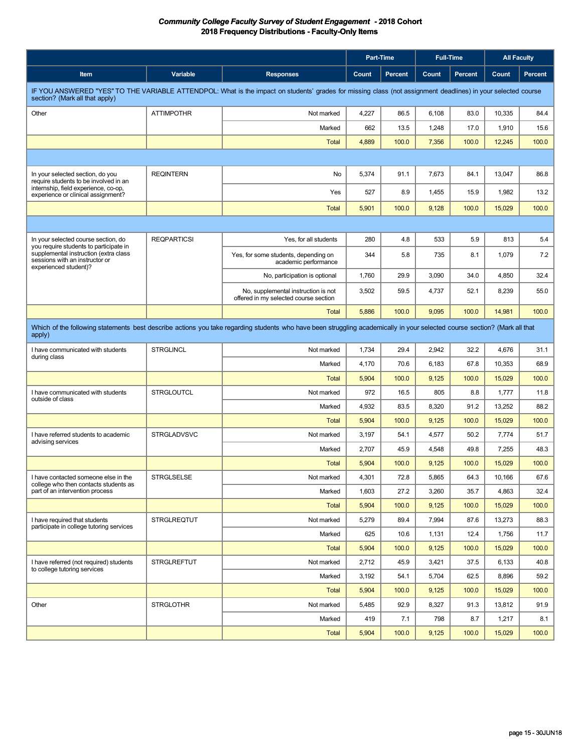***Community College Faculty Survey of Student Engagement* - 2018 Cohort**
**2018 Frequency Distributions - Faculty-Only Items**

| | | | Part-Time | | Full-Time | | All Faculty | |
|---|---|---|---|---|---|---|---|---|
| **Item** | **Variable** | **Responses** | **Count** | **Percent** | **Count** | **Percent** | **Count** | **Percent** |
| IF YOU ANSWERED "YES" TO THE VARIABLE ATTENDPOL: What is the impact on students' grades for missing class (not assignment deadlines) in your selected course section? (Mark all that apply) | | | | | | | | |
| Other | ATTIMPOTHR | Not marked | 4,227 | 86.5 | 6,108 | 83.0 | 10,335 | 84.4 |
| | | Marked | 662 | 13.5 | 1,248 | 17.0 | 1,910 | 15.6 |
| | | Total | 4,889 | 100.0 | 7,356 | 100.0 | 12,245 | 100.0 |
| | | | | | | | | |
| In your selected section, do you require students to be involved in an internship, field experience, co-op, experience or clinical assignment? | REQINTERN | No | 5,374 | 91.1 | 7,673 | 84.1 | 13,047 | 86.8 |
| | | Yes | 527 | 8.9 | 1,455 | 15.9 | 1,982 | 13.2 |
| | | Total | 5,901 | 100.0 | 9,128 | 100.0 | 15,029 | 100.0 |
| | | | | | | | | |
| In your selected course section, do you require students to participate in supplemental instruction (extra class sessions with an instructor or experienced student)? | REQPARTICSI | Yes, for all students | 280 | 4.8 | 533 | 5.9 | 813 | 5.4 |
| | | Yes, for some students, depending on academic performance | 344 | 5.8 | 735 | 8.1 | 1,079 | 7.2 |
| | | No, participation is optional | 1,760 | 29.9 | 3,090 | 34.0 | 4,850 | 32.4 |
| | | No, supplemental instruction is not offered in my selected course section | 3,502 | 59.5 | 4,737 | 52.1 | 8,239 | 55.0 |
| | | Total | 5,886 | 100.0 | 9,095 | 100.0 | 14,981 | 100.0 |
| Which of the following statements best describe actions you take regarding students who have been struggling academically in your selected course section? (Mark all that apply) | | | | | | | | |
| I have communicated with students during class | STRGLINCL | Not marked | 1,734 | 29.4 | 2,942 | 32.2 | 4,676 | 31.1 |
| | | Marked | 4,170 | 70.6 | 6,183 | 67.8 | 10,353 | 68.9 |
| | | Total | 5,904 | 100.0 | 9,125 | 100.0 | 15,029 | 100.0 |
| I have communicated with students outside of class | STRGLOUTCL | Not marked | 972 | 16.5 | 805 | 8.8 | 1,777 | 11.8 |
| | | Marked | 4,932 | 83.5 | 8,320 | 91.2 | 13,252 | 88.2 |
| | | Total | 5,904 | 100.0 | 9,125 | 100.0 | 15,029 | 100.0 |
| I have referred students to academic advising services | STRGLADVSVC | Not marked | 3,197 | 54.1 | 4,577 | 50.2 | 7,774 | 51.7 |
| | | Marked | 2,707 | 45.9 | 4,548 | 49.8 | 7,255 | 48.3 |
| | | Total | 5,904 | 100.0 | 9,125 | 100.0 | 15,029 | 100.0 |
| I have contacted someone else in the college who then contacts students as part of an intervention process | STRGLSELSE | Not marked | 4,301 | 72.8 | 5,865 | 64.3 | 10,166 | 67.6 |
| | | Marked | 1,603 | 27.2 | 3,260 | 35.7 | 4,863 | 32.4 |
| | | Total | 5,904 | 100.0 | 9,125 | 100.0 | 15,029 | 100.0 |
| I have required that students participate in college tutoring services | STRGLREQTUT | Not marked | 5,279 | 89.4 | 7,994 | 87.6 | 13,273 | 88.3 |
| | | Marked | 625 | 10.6 | 1,131 | 12.4 | 1,756 | 11.7 |
| | | Total | 5,904 | 100.0 | 9,125 | 100.0 | 15,029 | 100.0 |
| I have referred (not required) students to college tutoring services | STRGLREFTUT | Not marked | 2,712 | 45.9 | 3,421 | 37.5 | 6,133 | 40.8 |
| | | Marked | 3,192 | 54.1 | 5,704 | 62.5 | 8,896 | 59.2 |
| | | Total | 5,904 | 100.0 | 9,125 | 100.0 | 15,029 | 100.0 |
| Other | STRGLOTHR | Not marked | 5,485 | 92.9 | 8,327 | 91.3 | 13,812 | 91.9 |
| | | Marked | 419 | 7.1 | 798 | 8.7 | 1,217 | 8.1 |
| | | Total | 5,904 | 100.0 | 9,125 | 100.0 | 15,029 | 100.0 |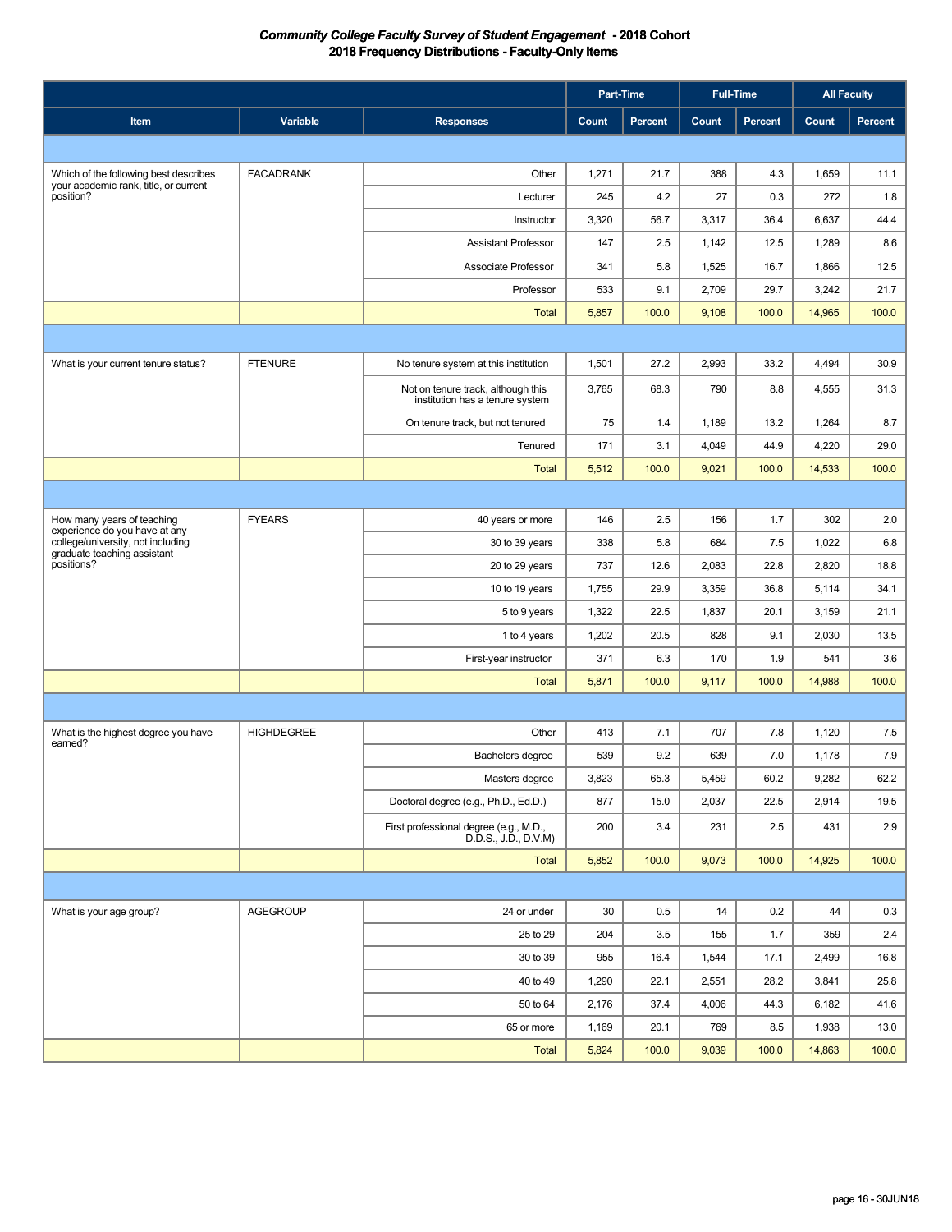***Community College Faculty Survey of Student Engagement - 2018 Cohort***
**2018 Frequency Distributions - Faculty-Only Items**

| Item | Variable | Responses | Part-Time Count | Part-Time Percent | Full-Time Count | Full-Time Percent | All Faculty Count | All Faculty Percent |
|---|---|---|---|---|---|---|---|---|
| Which of the following best describes your academic rank, title, or current position? | FACADRANK | Other | 1,271 | 21.7 | 388 | 4.3 | 1,659 | 11.1 |
| | | Lecturer | 245 | 4.2 | 27 | 0.3 | 272 | 1.8 |
| | | Instructor | 3,320 | 56.7 | 3,317 | 36.4 | 6,637 | 44.4 |
| | | Assistant Professor | 147 | 2.5 | 1,142 | 12.5 | 1,289 | 8.6 |
| | | Associate Professor | 341 | 5.8 | 1,525 | 16.7 | 1,866 | 12.5 |
| | | Professor | 533 | 9.1 | 2,709 | 29.7 | 3,242 | 21.7 |
| | | Total | 5,857 | 100.0 | 9,108 | 100.0 | 14,965 | 100.0 |
| What is your current tenure status? | FTENURE | No tenure system at this institution | 1,501 | 27.2 | 2,993 | 33.2 | 4,494 | 30.9 |
| | | Not on tenure track, although this institution has a tenure system | 3,765 | 68.3 | 790 | 8.8 | 4,555 | 31.3 |
| | | On tenure track, but not tenured | 75 | 1.4 | 1,189 | 13.2 | 1,264 | 8.7 |
| | | Tenured | 171 | 3.1 | 4,049 | 44.9 | 4,220 | 29.0 |
| | | Total | 5,512 | 100.0 | 9,021 | 100.0 | 14,533 | 100.0 |
| How many years of teaching experience do you have at any college/university, not including graduate teaching assistant positions? | FYEARS | 40 years or more | 146 | 2.5 | 156 | 1.7 | 302 | 2.0 |
| | | 30 to 39 years | 338 | 5.8 | 684 | 7.5 | 1,022 | 6.8 |
| | | 20 to 29 years | 737 | 12.6 | 2,083 | 22.8 | 2,820 | 18.8 |
| | | 10 to 19 years | 1,755 | 29.9 | 3,359 | 36.8 | 5,114 | 34.1 |
| | | 5 to 9 years | 1,322 | 22.5 | 1,837 | 20.1 | 3,159 | 21.1 |
| | | 1 to 4 years | 1,202 | 20.5 | 828 | 9.1 | 2,030 | 13.5 |
| | | First-year instructor | 371 | 6.3 | 170 | 1.9 | 541 | 3.6 |
| | | Total | 5,871 | 100.0 | 9,117 | 100.0 | 14,988 | 100.0 |
| What is the highest degree you have earned? | HIGHDEGREE | Other | 413 | 7.1 | 707 | 7.8 | 1,120 | 7.5 |
| | | Bachelors degree | 539 | 9.2 | 639 | 7.0 | 1,178 | 7.9 |
| | | Masters degree | 3,823 | 65.3 | 5,459 | 60.2 | 9,282 | 62.2 |
| | | Doctoral degree (e.g., Ph.D., Ed.D.) | 877 | 15.0 | 2,037 | 22.5 | 2,914 | 19.5 |
| | | First professional degree (e.g., M.D., D.D.S., J.D., D.V.M) | 200 | 3.4 | 231 | 2.5 | 431 | 2.9 |
| | | Total | 5,852 | 100.0 | 9,073 | 100.0 | 14,925 | 100.0 |
| What is your age group? | AGEGROUP | 24 or under | 30 | 0.5 | 14 | 0.2 | 44 | 0.3 |
| | | 25 to 29 | 204 | 3.5 | 155 | 1.7 | 359 | 2.4 |
| | | 30 to 39 | 955 | 16.4 | 1,544 | 17.1 | 2,499 | 16.8 |
| | | 40 to 49 | 1,290 | 22.1 | 2,551 | 28.2 | 3,841 | 25.8 |
| | | 50 to 64 | 2,176 | 37.4 | 4,006 | 44.3 | 6,182 | 41.6 |
| | | 65 or more | 1,169 | 20.1 | 769 | 8.5 | 1,938 | 13.0 |
| | | Total | 5,824 | 100.0 | 9,039 | 100.0 | 14,863 | 100.0 |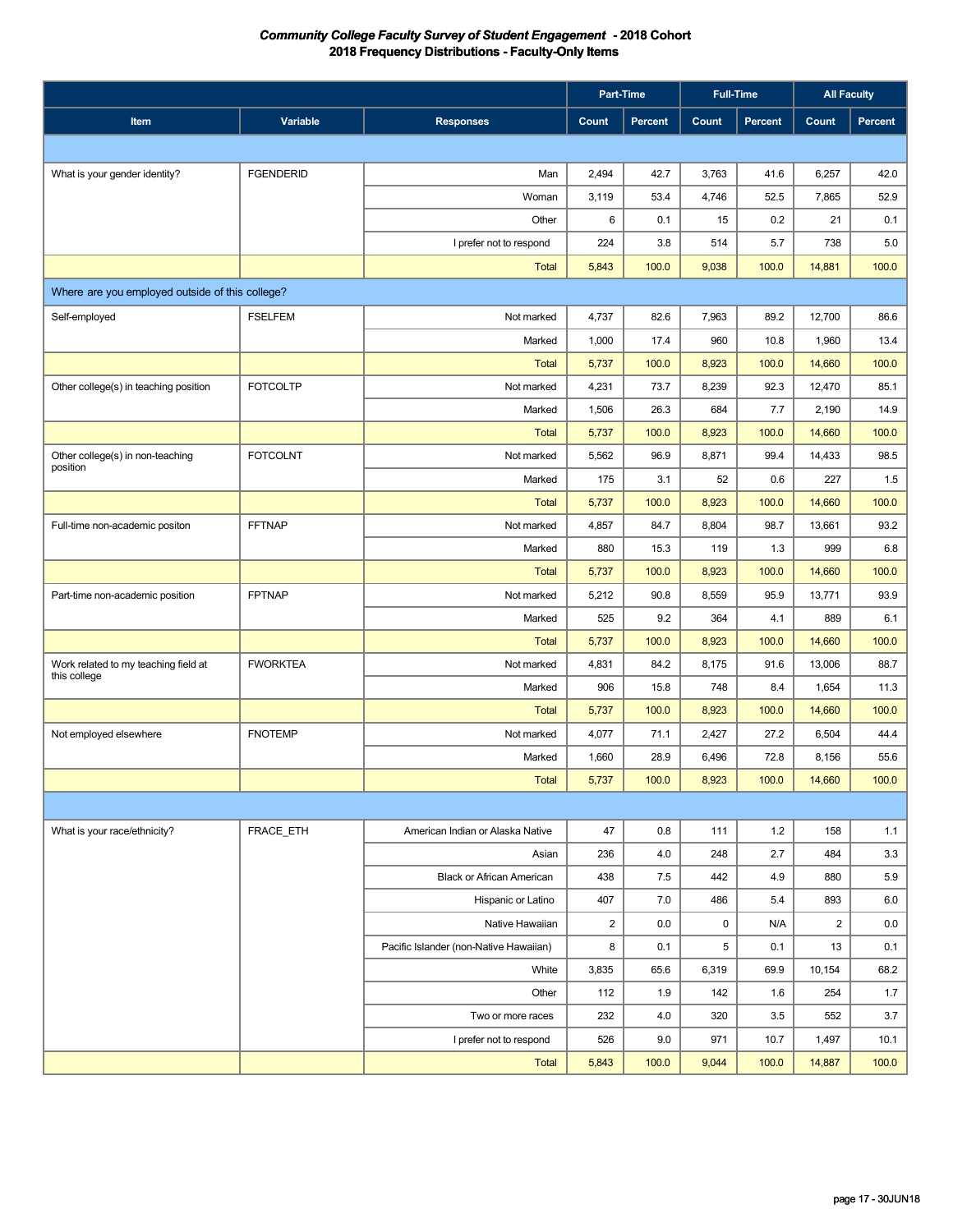## *Community College Faculty Survey of Student Engagement* - 2018 Cohort
## 2018 Frequency Distributions - Faculty-Only Items

| | | | Part-Time | | Full-Time | | All Faculty | |
|---|---|---|---|---|---|---|---|---|
| **Item** | **Variable** | **Responses** | **Count** | **Percent** | **Count** | **Percent** | **Count** | **Percent** |
| | | | | | | | | |
| What is your gender identity? | FGENDERID | Man | 2,494 | 42.7 | 3,763 | 41.6 | 6,257 | 42.0 |
| | | Woman | 3,119 | 53.4 | 4,746 | 52.5 | 7,865 | 52.9 |
| | | Other | 6 | 0.1 | 15 | 0.2 | 21 | 0.1 |
| | | I prefer not to respond | 224 | 3.8 | 514 | 5.7 | 738 | 5.0 |
| | | Total | 5,843 | 100.0 | 9,038 | 100.0 | 14,881 | 100.0 |
| Where are you employed outside of this college? | | | | | | | | |
| Self-employed | FSELFEM | Not marked | 4,737 | 82.6 | 7,963 | 89.2 | 12,700 | 86.6 |
| | | Marked | 1,000 | 17.4 | 960 | 10.8 | 1,960 | 13.4 |
| | | Total | 5,737 | 100.0 | 8,923 | 100.0 | 14,660 | 100.0 |
| Other college(s) in teaching position | FOTCOLTP | Not marked | 4,231 | 73.7 | 8,239 | 92.3 | 12,470 | 85.1 |
| | | Marked | 1,506 | 26.3 | 684 | 7.7 | 2,190 | 14.9 |
| | | Total | 5,737 | 100.0 | 8,923 | 100.0 | 14,660 | 100.0 |
| Other college(s) in non-teaching position | FOTCOLNT | Not marked | 5,562 | 96.9 | 8,871 | 99.4 | 14,433 | 98.5 |
| | | Marked | 175 | 3.1 | 52 | 0.6 | 227 | 1.5 |
| | | Total | 5,737 | 100.0 | 8,923 | 100.0 | 14,660 | 100.0 |
| Full-time non-academic positon | FFTNAP | Not marked | 4,857 | 84.7 | 8,804 | 98.7 | 13,661 | 93.2 |
| | | Marked | 880 | 15.3 | 119 | 1.3 | 999 | 6.8 |
| | | Total | 5,737 | 100.0 | 8,923 | 100.0 | 14,660 | 100.0 |
| Part-time non-academic position | FPTNAP | Not marked | 5,212 | 90.8 | 8,559 | 95.9 | 13,771 | 93.9 |
| | | Marked | 525 | 9.2 | 364 | 4.1 | 889 | 6.1 |
| | | Total | 5,737 | 100.0 | 8,923 | 100.0 | 14,660 | 100.0 |
| Work related to my teaching field at this college | FWORKTEA | Not marked | 4,831 | 84.2 | 8,175 | 91.6 | 13,006 | 88.7 |
| | | Marked | 906 | 15.8 | 748 | 8.4 | 1,654 | 11.3 |
| | | Total | 5,737 | 100.0 | 8,923 | 100.0 | 14,660 | 100.0 |
| Not employed elsewhere | FNOTEMP | Not marked | 4,077 | 71.1 | 2,427 | 27.2 | 6,504 | 44.4 |
| | | Marked | 1,660 | 28.9 | 6,496 | 72.8 | 8,156 | 55.6 |
| | | Total | 5,737 | 100.0 | 8,923 | 100.0 | 14,660 | 100.0 |
| | | | | | | | | |
| What is your race/ethnicity? | FRACE_ETH | American Indian or Alaska Native | 47 | 0.8 | 111 | 1.2 | 158 | 1.1 |
| | | Asian | 236 | 4.0 | 248 | 2.7 | 484 | 3.3 |
| | | Black or African American | 438 | 7.5 | 442 | 4.9 | 880 | 5.9 |
| | | Hispanic or Latino | 407 | 7.0 | 486 | 5.4 | 893 | 6.0 |
| | | Native Hawaiian | 2 | 0.0 | 0 | N/A | 2 | 0.0 |
| | | Pacific Islander (non-Native Hawaiian) | 8 | 0.1 | 5 | 0.1 | 13 | 0.1 |
| | | White | 3,835 | 65.6 | 6,319 | 69.9 | 10,154 | 68.2 |
| | | Other | 112 | 1.9 | 142 | 1.6 | 254 | 1.7 |
| | | Two or more races | 232 | 4.0 | 320 | 3.5 | 552 | 3.7 |
| | | I prefer not to respond | 526 | 9.0 | 971 | 10.7 | 1,497 | 10.1 |
| | | Total | 5,843 | 100.0 | 9,044 | 100.0 | 14,887 | 100.0 |